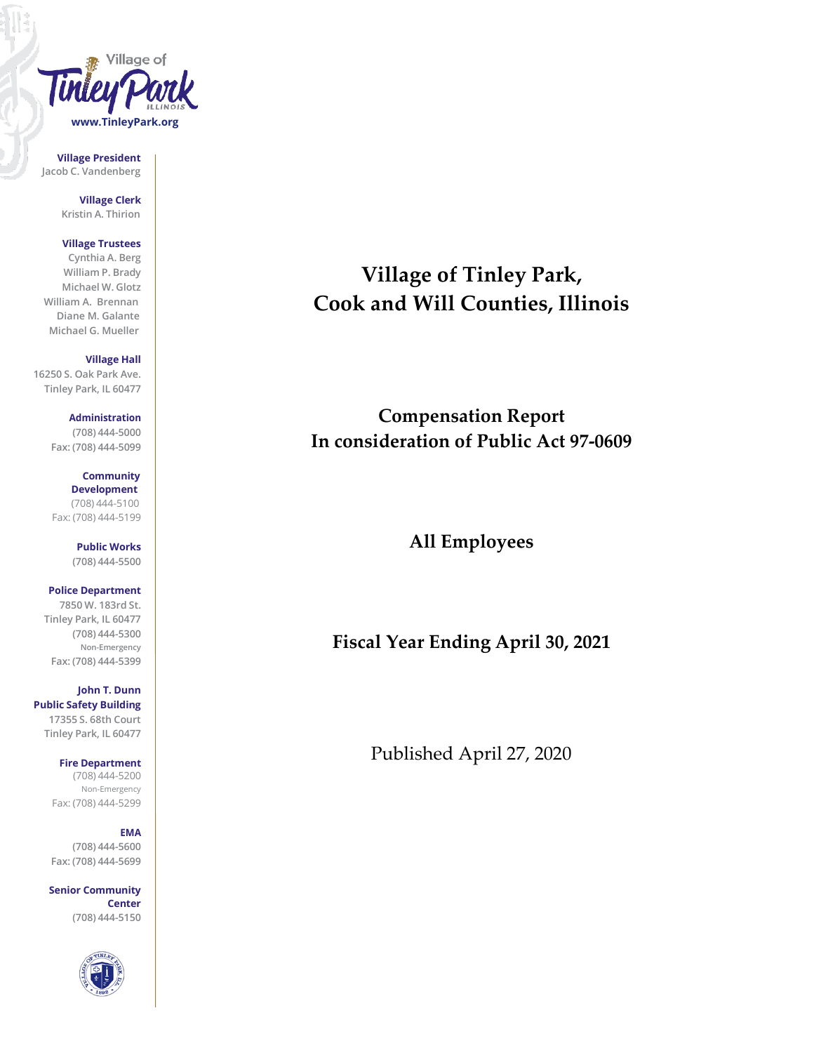Village of Tinley Park Illinois
www.TinleyPark.org

**Village President**
Jacob C. Vandenberg

**Village Clerk**
Kristin A. Thirion

**Village Trustees**
Cynthia A. Berg
William P. Brady
Michael W. Glotz
William A. Brennan
Diane M. Galante
Michael G. Mueller

**Village Hall**
16250 S. Oak Park Ave.
Tinley Park, IL 60477

**Administration**
(708) 444-5000
Fax: (708) 444-5099

**Community Development**
(708) 444-5100
Fax: (708) 444-5199

**Public Works**
(708) 444-5500

**Police Department**
7850 W. 183rd St.
Tinley Park, IL 60477
(708) 444-5300
Non-Emergency
Fax: (708) 444-5399

**John T. Dunn Public Safety Building**
17355 S. 68th Court
Tinley Park, IL 60477

**Fire Department**
(708) 444-5200
Non-Emergency
Fax: (708) 444-5299

**EMA**
(708) 444-5600
Fax: (708) 444-5699

**Senior Community Center**
(708) 444-5150

# Village of Tinley Park, Cook and Will Counties, Illinois

## Compensation Report In consideration of Public Act 97-0609

## All Employees

## Fiscal Year Ending April 30, 2021

Published April 27, 2020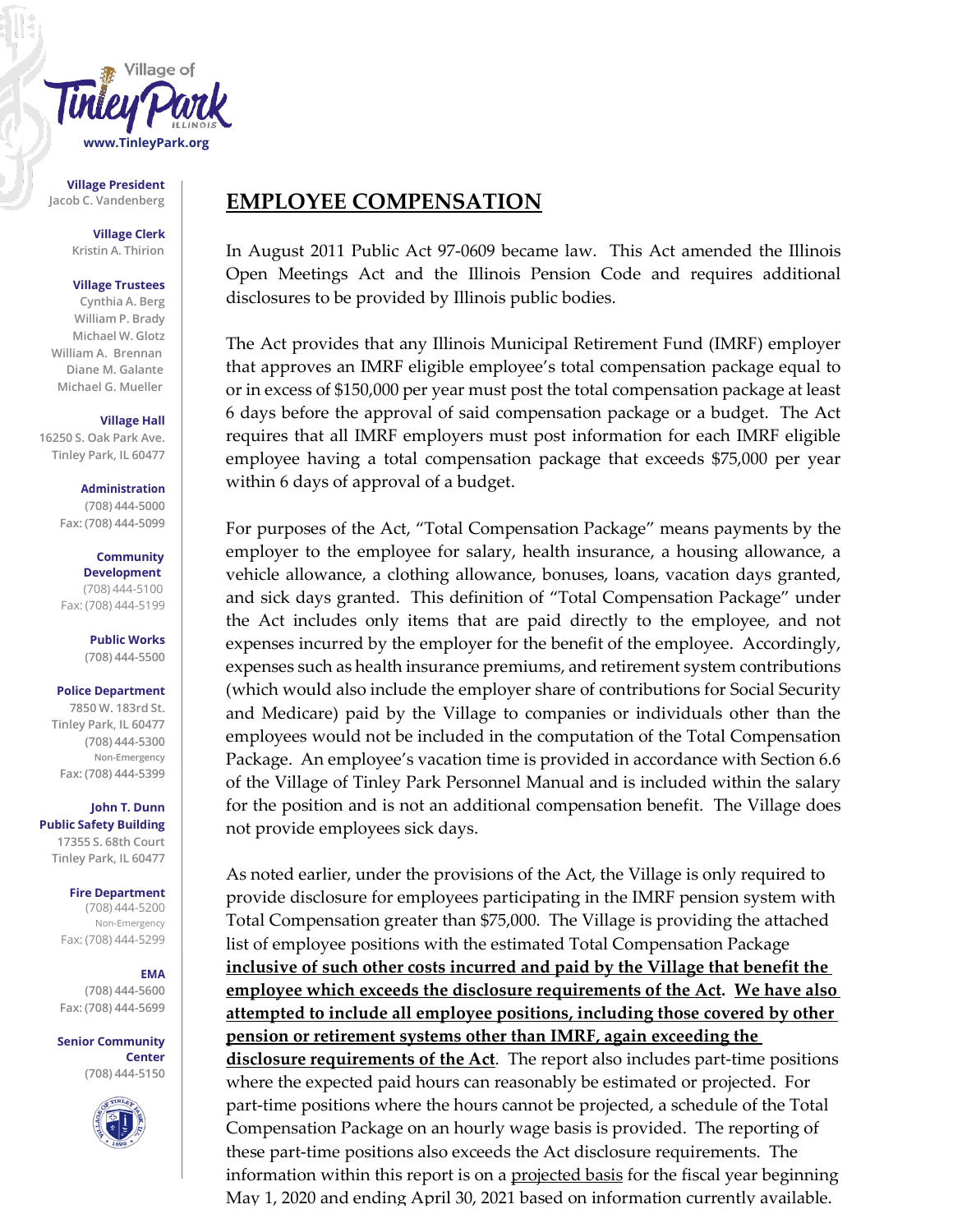Village President
Jacob C. Vandenberg

Village Clerk
Kristin A. Thirion

Village Trustees
Cynthia A. Berg
William P. Brady
Michael W. Glotz
William A. Brennan
Diane M. Galante
Michael G. Mueller

Village Hall
16250 S. Oak Park Ave.
Tinley Park, IL 60477

Administration
(708) 444-5000
Fax: (708) 444-5099

Community Development
(708) 444-5100
Fax: (708) 444-5199

Public Works
(708) 444-5500

Police Department
7850 W. 183rd St.
Tinley Park, IL 60477
(708) 444-5300
Non-Emergency
Fax: (708) 444-5399

John T. Dunn Public Safety Building
17355 S. 68th Court
Tinley Park, IL 60477

Fire Department
(708) 444-5200
Non-Emergency
Fax: (708) 444-5299

EMA
(708) 444-5600
Fax: (708) 444-5699

Senior Community Center
(708) 444-5150

# EMPLOYEE COMPENSATION

In August 2011 Public Act 97-0609 became law. This Act amended the Illinois Open Meetings Act and the Illinois Pension Code and requires additional disclosures to be provided by Illinois public bodies.

The Act provides that any Illinois Municipal Retirement Fund (IMRF) employer that approves an IMRF eligible employee's total compensation package equal to or in excess of $150,000 per year must post the total compensation package at least 6 days before the approval of said compensation package or a budget. The Act requires that all IMRF employers must post information for each IMRF eligible employee having a total compensation package that exceeds $75,000 per year within 6 days of approval of a budget.

For purposes of the Act, "Total Compensation Package" means payments by the employer to the employee for salary, health insurance, a housing allowance, a vehicle allowance, a clothing allowance, bonuses, loans, vacation days granted, and sick days granted. This definition of "Total Compensation Package" under the Act includes only items that are paid directly to the employee, and not expenses incurred by the employer for the benefit of the employee. Accordingly, expenses such as health insurance premiums, and retirement system contributions (which would also include the employer share of contributions for Social Security and Medicare) paid by the Village to companies or individuals other than the employees would not be included in the computation of the Total Compensation Package. An employee's vacation time is provided in accordance with Section 6.6 of the Village of Tinley Park Personnel Manual and is included within the salary for the position and is not an additional compensation benefit. The Village does not provide employees sick days.

As noted earlier, under the provisions of the Act, the Village is only required to provide disclosure for employees participating in the IMRF pension system with Total Compensation greater than $75,000. The Village is providing the attached list of employee positions with the estimated Total Compensation Package **inclusive of such other costs incurred and paid by the Village that benefit the employee which exceeds the disclosure requirements of the Act. We have also attempted to include all employee positions, including those covered by other pension or retirement systems other than IMRF, again exceeding the disclosure requirements of the Act**. The report also includes part-time positions where the expected paid hours can reasonably be estimated or projected. For part-time positions where the hours cannot be projected, a schedule of the Total Compensation Package on an hourly wage basis is provided. The reporting of these part-time positions also exceeds the Act disclosure requirements. The information within this report is on a projected basis for the fiscal year beginning May 1, 2020 and ending April 30, 2021 based on information currently available.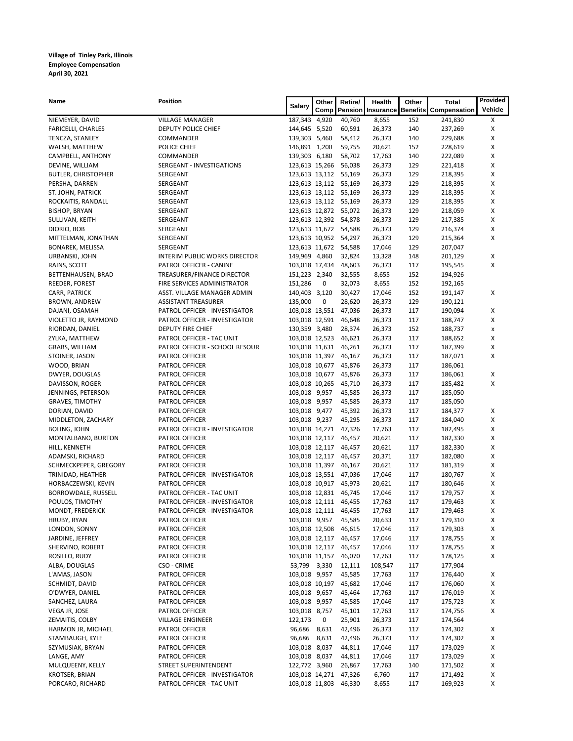**Village of Tinley Park, Illinois**
**Employee Compensation**
**April 30, 2021**

| Name | Position | Salary | Other Comp | Retire/ Pension | Health Insurance | Other Benefits | Total Compensation | Provided Vehicle |
|---|---|---|---|---|---|---|---|---|
| NIEMEYER, DAVID | VILLAGE MANAGER | 187,343 | 4,920 | 40,760 | 8,655 | 152 | 241,830 | X |
| FARICELLI, CHARLES | DEPUTY POLICE CHIEF | 144,645 | 5,520 | 60,591 | 26,373 | 140 | 237,269 | X |
| TENCZA, STANLEY | COMMANDER | 139,303 | 5,460 | 58,412 | 26,373 | 140 | 229,688 | X |
| WALSH, MATTHEW | POLICE CHIEF | 146,891 | 1,200 | 59,755 | 20,621 | 152 | 228,619 | X |
| CAMPBELL, ANTHONY | COMMANDER | 139,303 | 6,180 | 58,702 | 17,763 | 140 | 222,089 | X |
| DEVINE, WILLIAM | SERGEANT - INVESTIGATIONS | 123,613 | 15,266 | 56,038 | 26,373 | 129 | 221,418 | X |
| BUTLER, CHRISTOPHER | SERGEANT | 123,613 | 13,112 | 55,169 | 26,373 | 129 | 218,395 | X |
| PERSHA, DARREN | SERGEANT | 123,613 | 13,112 | 55,169 | 26,373 | 129 | 218,395 | X |
| ST. JOHN, PATRICK | SERGEANT | 123,613 | 13,112 | 55,169 | 26,373 | 129 | 218,395 | X |
| ROCKAITIS, RANDALL | SERGEANT | 123,613 | 13,112 | 55,169 | 26,373 | 129 | 218,395 | X |
| BISHOP, BRYAN | SERGEANT | 123,613 | 12,872 | 55,072 | 26,373 | 129 | 218,059 | X |
| SULLIVAN, KEITH | SERGEANT | 123,613 | 12,392 | 54,878 | 26,373 | 129 | 217,385 | X |
| DIORIO, BOB | SERGEANT | 123,613 | 11,672 | 54,588 | 26,373 | 129 | 216,374 | X |
| MITTELMAN, JONATHAN | SERGEANT | 123,613 | 10,952 | 54,297 | 26,373 | 129 | 215,364 | X |
| BONAREK, MELISSA | SERGEANT | 123,613 | 11,672 | 54,588 | 17,046 | 129 | 207,047 | |
| URBANSKI, JOHN | INTERIM PUBLIC WORKS DIRECTOR | 149,969 | 4,860 | 32,824 | 13,328 | 148 | 201,129 | X |
| RAINS, SCOTT | PATROL OFFICER - CANINE | 103,018 | 17,434 | 48,603 | 26,373 | 117 | 195,545 | X |
| BETTENHAUSEN, BRAD | TREASURER/FINANCE DIRECTOR | 151,223 | 2,340 | 32,555 | 8,655 | 152 | 194,926 | |
| REEDER, FOREST | FIRE SERVICES ADMINISTRATOR | 151,286 | 0 | 32,073 | 8,655 | 152 | 192,165 | |
| CARR, PATRICK | ASST. VILLAGE MANAGER ADMIN | 140,403 | 3,120 | 30,427 | 17,046 | 152 | 191,147 | X |
| BROWN, ANDREW | ASSISTANT TREASURER | 135,000 | 0 | 28,620 | 26,373 | 129 | 190,121 | |
| DAJANI, OSAMAH | PATROL OFFICER - INVESTIGATOR | 103,018 | 13,551 | 47,036 | 26,373 | 117 | 190,094 | X |
| VIOLETTO JR, RAYMOND | PATROL OFFICER - INVESTIGATOR | 103,018 | 12,591 | 46,648 | 26,373 | 117 | 188,747 | X |
| RIORDAN, DANIEL | DEPUTY FIRE CHIEF | 130,359 | 3,480 | 28,374 | 26,373 | 152 | 188,737 | x |
| ZYLKA, MATTHEW | PATROL OFFICER - TAC UNIT | 103,018 | 12,523 | 46,621 | 26,373 | 117 | 188,652 | X |
| GRABS, WILLIAM | PATROL OFFICER - SCHOOL RESOUR | 103,018 | 11,631 | 46,261 | 26,373 | 117 | 187,399 | X |
| STOINER, JASON | PATROL OFFICER | 103,018 | 11,397 | 46,167 | 26,373 | 117 | 187,071 | X |
| WOOD, BRIAN | PATROL OFFICER | 103,018 | 10,677 | 45,876 | 26,373 | 117 | 186,061 | |
| DWYER, DOUGLAS | PATROL OFFICER | 103,018 | 10,677 | 45,876 | 26,373 | 117 | 186,061 | X |
| DAVISSON, ROGER | PATROL OFFICER | 103,018 | 10,265 | 45,710 | 26,373 | 117 | 185,482 | X |
| JENNINGS, PETERSON | PATROL OFFICER | 103,018 | 9,957 | 45,585 | 26,373 | 117 | 185,050 | |
| GRAVES, TIMOTHY | PATROL OFFICER | 103,018 | 9,957 | 45,585 | 26,373 | 117 | 185,050 | |
| DORIAN, DAVID | PATROL OFFICER | 103,018 | 9,477 | 45,392 | 26,373 | 117 | 184,377 | X |
| MIDDLETON, ZACHARY | PATROL OFFICER | 103,018 | 9,237 | 45,295 | 26,373 | 117 | 184,040 | X |
| BOLING, JOHN | PATROL OFFICER - INVESTIGATOR | 103,018 | 14,271 | 47,326 | 17,763 | 117 | 182,495 | X |
| MONTALBANO, BURTON | PATROL OFFICER | 103,018 | 12,117 | 46,457 | 20,621 | 117 | 182,330 | X |
| HILL, KENNETH | PATROL OFFICER | 103,018 | 12,117 | 46,457 | 20,621 | 117 | 182,330 | X |
| ADAMSKI, RICHARD | PATROL OFFICER | 103,018 | 12,117 | 46,457 | 20,371 | 117 | 182,080 | X |
| SCHMECKPEPER, GREGORY | PATROL OFFICER | 103,018 | 11,397 | 46,167 | 20,621 | 117 | 181,319 | X |
| TRINIDAD, HEATHER | PATROL OFFICER - INVESTIGATOR | 103,018 | 13,551 | 47,036 | 17,046 | 117 | 180,767 | X |
| HORBACZEWSKI, KEVIN | PATROL OFFICER | 103,018 | 10,917 | 45,973 | 20,621 | 117 | 180,646 | X |
| BORROWDALE, RUSSELL | PATROL OFFICER - TAC UNIT | 103,018 | 12,831 | 46,745 | 17,046 | 117 | 179,757 | X |
| POULOS, TIMOTHY | PATROL OFFICER - INVESTIGATOR | 103,018 | 12,111 | 46,455 | 17,763 | 117 | 179,463 | X |
| MONDT, FREDERICK | PATROL OFFICER - INVESTIGATOR | 103,018 | 12,111 | 46,455 | 17,763 | 117 | 179,463 | X |
| HRUBY, RYAN | PATROL OFFICER | 103,018 | 9,957 | 45,585 | 20,633 | 117 | 179,310 | X |
| LONDON, SONNY | PATROL OFFICER | 103,018 | 12,508 | 46,615 | 17,046 | 117 | 179,303 | X |
| JARDINE, JEFFREY | PATROL OFFICER | 103,018 | 12,117 | 46,457 | 17,046 | 117 | 178,755 | X |
| SHERVINO, ROBERT | PATROL OFFICER | 103,018 | 12,117 | 46,457 | 17,046 | 117 | 178,755 | X |
| ROSILLO, RUDY | PATROL OFFICER | 103,018 | 11,157 | 46,070 | 17,763 | 117 | 178,125 | X |
| ALBA, DOUGLAS | CSO - CRIME | 53,799 | 3,330 | 12,111 | 108,547 | 117 | 177,904 | |
| L'AMAS, JASON | PATROL OFFICER | 103,018 | 9,957 | 45,585 | 17,763 | 117 | 176,440 | X |
| SCHMIDT, DAVID | PATROL OFFICER | 103,018 | 10,197 | 45,682 | 17,046 | 117 | 176,060 | X |
| O'DWYER, DANIEL | PATROL OFFICER | 103,018 | 9,657 | 45,464 | 17,763 | 117 | 176,019 | X |
| SANCHEZ, LAURA | PATROL OFFICER | 103,018 | 9,957 | 45,585 | 17,046 | 117 | 175,723 | X |
| VEGA JR, JOSE | PATROL OFFICER | 103,018 | 8,757 | 45,101 | 17,763 | 117 | 174,756 | X |
| ZEMAITIS, COLBY | VILLAGE ENGINEER | 122,173 | 0 | 25,901 | 26,373 | 117 | 174,564 | |
| HARMON JR, MICHAEL | PATROL OFFICER | 96,686 | 8,631 | 42,496 | 26,373 | 117 | 174,302 | X |
| STAMBAUGH, KYLE | PATROL OFFICER | 96,686 | 8,631 | 42,496 | 26,373 | 117 | 174,302 | X |
| SZYMUSIAK, BRYAN | PATROL OFFICER | 103,018 | 8,037 | 44,811 | 17,046 | 117 | 173,029 | X |
| LANGE, AMY | PATROL OFFICER | 103,018 | 8,037 | 44,811 | 17,046 | 117 | 173,029 | X |
| MULQUEENY, KELLY | STREET SUPERINTENDENT | 122,772 | 3,960 | 26,867 | 17,763 | 140 | 171,502 | X |
| KROTSER, BRIAN | PATROL OFFICER - INVESTIGATOR | 103,018 | 14,271 | 47,326 | 6,760 | 117 | 171,492 | X |
| PORCARO, RICHARD | PATROL OFFICER - TAC UNIT | 103,018 | 11,803 | 46,330 | 8,655 | 117 | 169,923 | X |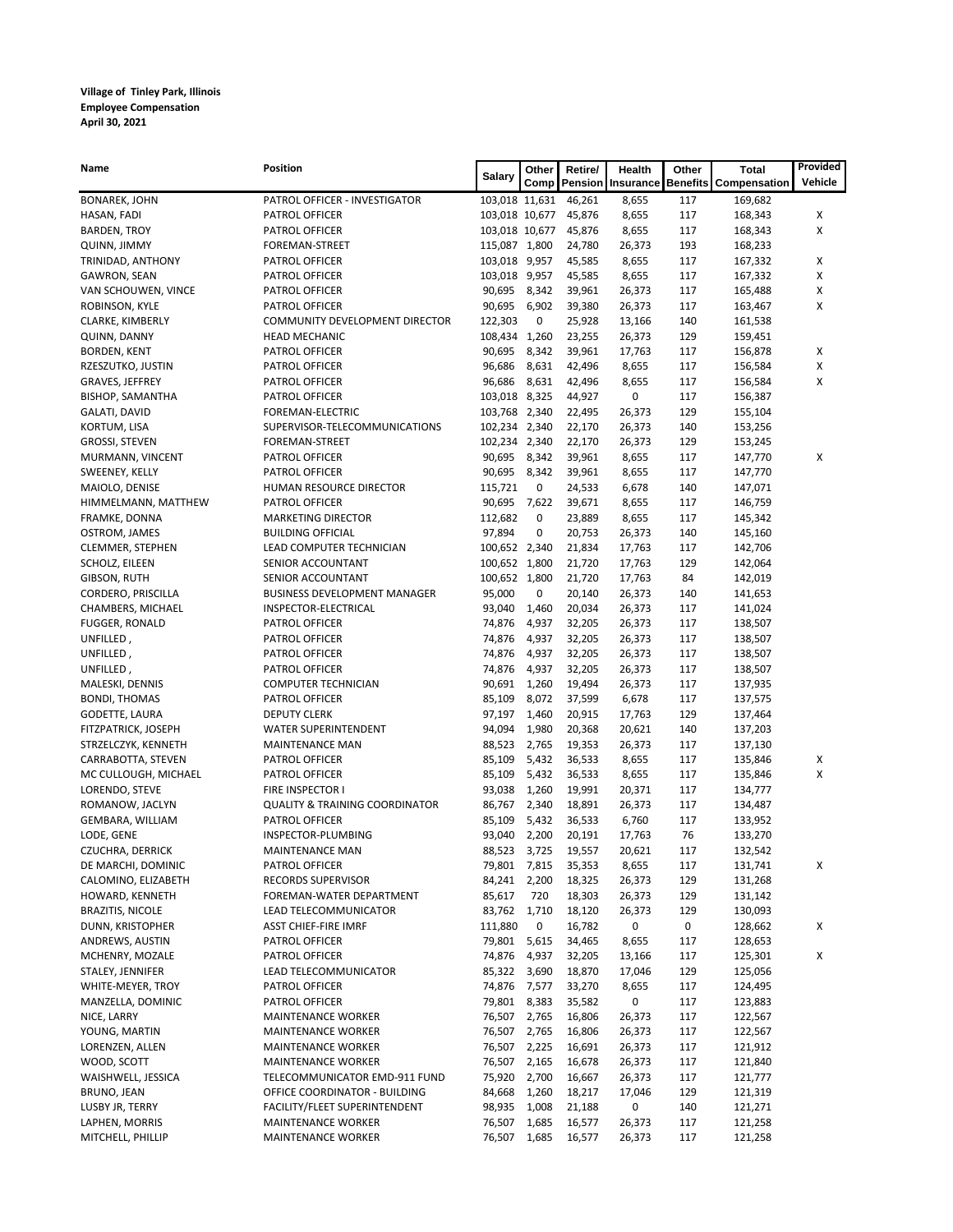**Village of Tinley Park, Illinois**
**Employee Compensation**
**April 30, 2021**

| Name | Position | Salary | Other Comp | Retire/ Pension | Health Insurance | Other Benefits | Total Compensation | Provided Vehicle |
|---|---|---|---|---|---|---|---|---|
| BONAREK, JOHN | PATROL OFFICER - INVESTIGATOR | 103,018 | 11,631 | 46,261 | 8,655 | 117 | 169,682 | |
| HASAN, FADI | PATROL OFFICER | 103,018 | 10,677 | 45,876 | 8,655 | 117 | 168,343 | X |
| BARDEN, TROY | PATROL OFFICER | 103,018 | 10,677 | 45,876 | 8,655 | 117 | 168,343 | X |
| QUINN, JIMMY | FOREMAN-STREET | 115,087 | 1,800 | 24,780 | 26,373 | 193 | 168,233 | |
| TRINIDAD, ANTHONY | PATROL OFFICER | 103,018 | 9,957 | 45,585 | 8,655 | 117 | 167,332 | X |
| GAWRON, SEAN | PATROL OFFICER | 103,018 | 9,957 | 45,585 | 8,655 | 117 | 167,332 | X |
| VAN SCHOUWEN, VINCE | PATROL OFFICER | 90,695 | 8,342 | 39,961 | 26,373 | 117 | 165,488 | X |
| ROBINSON, KYLE | PATROL OFFICER | 90,695 | 6,902 | 39,380 | 26,373 | 117 | 163,467 | X |
| CLARKE, KIMBERLY | COMMUNITY DEVELOPMENT DIRECTOR | 122,303 | 0 | 25,928 | 13,166 | 140 | 161,538 | |
| QUINN, DANNY | HEAD MECHANIC | 108,434 | 1,260 | 23,255 | 26,373 | 129 | 159,451 | |
| BORDEN, KENT | PATROL OFFICER | 90,695 | 8,342 | 39,961 | 17,763 | 117 | 156,878 | X |
| RZESZUTKO, JUSTIN | PATROL OFFICER | 96,686 | 8,631 | 42,496 | 8,655 | 117 | 156,584 | X |
| GRAVES, JEFFREY | PATROL OFFICER | 96,686 | 8,631 | 42,496 | 8,655 | 117 | 156,584 | X |
| BISHOP, SAMANTHA | PATROL OFFICER | 103,018 | 8,325 | 44,927 | 0 | 117 | 156,387 | |
| GALATI, DAVID | FOREMAN-ELECTRIC | 103,768 | 2,340 | 22,495 | 26,373 | 129 | 155,104 | |
| KORTUM, LISA | SUPERVISOR-TELECOMMUNICATIONS | 102,234 | 2,340 | 22,170 | 26,373 | 140 | 153,256 | |
| GROSSI, STEVEN | FOREMAN-STREET | 102,234 | 2,340 | 22,170 | 26,373 | 129 | 153,245 | |
| MURMANN, VINCENT | PATROL OFFICER | 90,695 | 8,342 | 39,961 | 8,655 | 117 | 147,770 | X |
| SWEENEY, KELLY | PATROL OFFICER | 90,695 | 8,342 | 39,961 | 8,655 | 117 | 147,770 | |
| MAIOLO, DENISE | HUMAN RESOURCE DIRECTOR | 115,721 | 0 | 24,533 | 6,678 | 140 | 147,071 | |
| HIMMELMANN, MATTHEW | PATROL OFFICER | 90,695 | 7,622 | 39,671 | 8,655 | 117 | 146,759 | |
| FRAMKE, DONNA | MARKETING DIRECTOR | 112,682 | 0 | 23,889 | 8,655 | 117 | 145,342 | |
| OSTROM, JAMES | BUILDING OFFICIAL | 97,894 | 0 | 20,753 | 26,373 | 140 | 145,160 | |
| CLEMMER, STEPHEN | LEAD COMPUTER TECHNICIAN | 100,652 | 2,340 | 21,834 | 17,763 | 117 | 142,706 | |
| SCHOLZ, EILEEN | SENIOR ACCOUNTANT | 100,652 | 1,800 | 21,720 | 17,763 | 129 | 142,064 | |
| GIBSON, RUTH | SENIOR ACCOUNTANT | 100,652 | 1,800 | 21,720 | 17,763 | 84 | 142,019 | |
| CORDERO, PRISCILLA | BUSINESS DEVELOPMENT MANAGER | 95,000 | 0 | 20,140 | 26,373 | 140 | 141,653 | |
| CHAMBERS, MICHAEL | INSPECTOR-ELECTRICAL | 93,040 | 1,460 | 20,034 | 26,373 | 117 | 141,024 | |
| FUGGER, RONALD | PATROL OFFICER | 74,876 | 4,937 | 32,205 | 26,373 | 117 | 138,507 | |
| UNFILLED , | PATROL OFFICER | 74,876 | 4,937 | 32,205 | 26,373 | 117 | 138,507 | |
| UNFILLED , | PATROL OFFICER | 74,876 | 4,937 | 32,205 | 26,373 | 117 | 138,507 | |
| UNFILLED , | PATROL OFFICER | 74,876 | 4,937 | 32,205 | 26,373 | 117 | 138,507 | |
| MALESKI, DENNIS | COMPUTER TECHNICIAN | 90,691 | 1,260 | 19,494 | 26,373 | 117 | 137,935 | |
| BONDI, THOMAS | PATROL OFFICER | 85,109 | 8,072 | 37,599 | 6,678 | 117 | 137,575 | |
| GODETTE, LAURA | DEPUTY CLERK | 97,197 | 1,460 | 20,915 | 17,763 | 129 | 137,464 | |
| FITZPATRICK, JOSEPH | WATER SUPERINTENDENT | 94,094 | 1,980 | 20,368 | 20,621 | 140 | 137,203 | |
| STRZELCZYK, KENNETH | MAINTENANCE MAN | 88,523 | 2,765 | 19,353 | 26,373 | 117 | 137,130 | |
| CARRABOTTA, STEVEN | PATROL OFFICER | 85,109 | 5,432 | 36,533 | 8,655 | 117 | 135,846 | X |
| MC CULLOUGH, MICHAEL | PATROL OFFICER | 85,109 | 5,432 | 36,533 | 8,655 | 117 | 135,846 | X |
| LORENDO, STEVE | FIRE INSPECTOR I | 93,038 | 1,260 | 19,991 | 20,371 | 117 | 134,777 | |
| ROMANOW, JACLYN | QUALITY & TRAINING COORDINATOR | 86,767 | 2,340 | 18,891 | 26,373 | 117 | 134,487 | |
| GEMBARA, WILLIAM | PATROL OFFICER | 85,109 | 5,432 | 36,533 | 6,760 | 117 | 133,952 | |
| LODE, GENE | INSPECTOR-PLUMBING | 93,040 | 2,200 | 20,191 | 17,763 | 76 | 133,270 | |
| CZUCHRA, DERRICK | MAINTENANCE MAN | 88,523 | 3,725 | 19,557 | 20,621 | 117 | 132,542 | |
| DE MARCHI, DOMINIC | PATROL OFFICER | 79,801 | 7,815 | 35,353 | 8,655 | 117 | 131,741 | X |
| CALOMINO, ELIZABETH | RECORDS SUPERVISOR | 84,241 | 2,200 | 18,325 | 26,373 | 129 | 131,268 | |
| HOWARD, KENNETH | FOREMAN-WATER DEPARTMENT | 85,617 | 720 | 18,303 | 26,373 | 129 | 131,142 | |
| BRAZITIS, NICOLE | LEAD TELECOMMUNICATOR | 83,762 | 1,710 | 18,120 | 26,373 | 129 | 130,093 | |
| DUNN, KRISTOPHER | ASST CHIEF-FIRE IMRF | 111,880 | 0 | 16,782 | 0 | 0 | 128,662 | X |
| ANDREWS, AUSTIN | PATROL OFFICER | 79,801 | 5,615 | 34,465 | 8,655 | 117 | 128,653 | |
| MCHENRY, MOZALE | PATROL OFFICER | 74,876 | 4,937 | 32,205 | 13,166 | 117 | 125,301 | X |
| STALEY, JENNIFER | LEAD TELECOMMUNICATOR | 85,322 | 3,690 | 18,870 | 17,046 | 129 | 125,056 | |
| WHITE-MEYER, TROY | PATROL OFFICER | 74,876 | 7,577 | 33,270 | 8,655 | 117 | 124,495 | |
| MANZELLA, DOMINIC | PATROL OFFICER | 79,801 | 8,383 | 35,582 | 0 | 117 | 123,883 | |
| NICE, LARRY | MAINTENANCE WORKER | 76,507 | 2,765 | 16,806 | 26,373 | 117 | 122,567 | |
| YOUNG, MARTIN | MAINTENANCE WORKER | 76,507 | 2,765 | 16,806 | 26,373 | 117 | 122,567 | |
| LORENZEN, ALLEN | MAINTENANCE WORKER | 76,507 | 2,225 | 16,691 | 26,373 | 117 | 121,912 | |
| WOOD, SCOTT | MAINTENANCE WORKER | 76,507 | 2,165 | 16,678 | 26,373 | 117 | 121,840 | |
| WAISHWELL, JESSICA | TELECOMMUNICATOR EMD-911 FUND | 75,920 | 2,700 | 16,667 | 26,373 | 117 | 121,777 | |
| BRUNO, JEAN | OFFICE COORDINATOR - BUILDING | 84,668 | 1,260 | 18,217 | 17,046 | 129 | 121,319 | |
| LUSBY JR, TERRY | FACILITY/FLEET SUPERINTENDENT | 98,935 | 1,008 | 21,188 | 0 | 140 | 121,271 | |
| LAPHEN, MORRIS | MAINTENANCE WORKER | 76,507 | 1,685 | 16,577 | 26,373 | 117 | 121,258 | |
| MITCHELL, PHILLIP | MAINTENANCE WORKER | 76,507 | 1,685 | 16,577 | 26,373 | 117 | 121,258 | |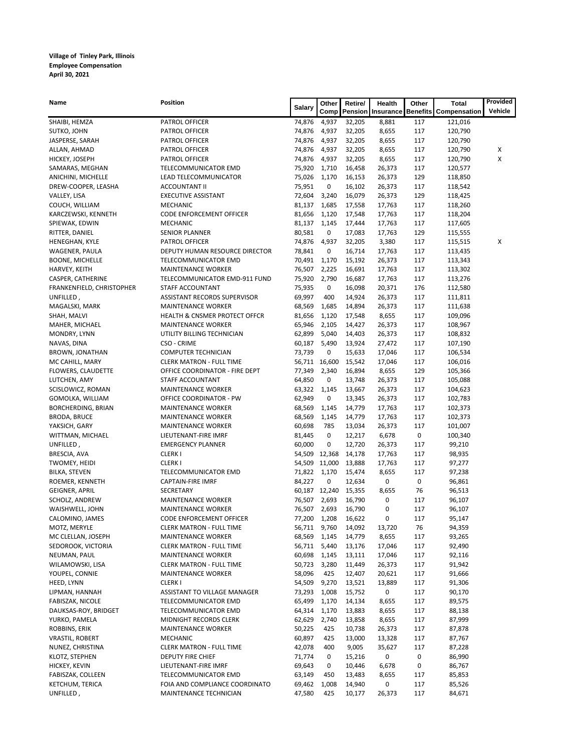**Village of Tinley Park, Illinois**
**Employee Compensation**
**April 30, 2021**

| Name | Position | Salary | Other Comp | Retire/ Pension | Health Insurance | Other Benefits | Total Compensation | Provided Vehicle |
|---|---|---|---|---|---|---|---|---|
| SHAIBI, HEMZA | PATROL OFFICER | 74,876 | 4,937 | 32,205 | 8,881 | 117 | 121,016 | |
| SUTKO, JOHN | PATROL OFFICER | 74,876 | 4,937 | 32,205 | 8,655 | 117 | 120,790 | |
| JASPERSE, SARAH | PATROL OFFICER | 74,876 | 4,937 | 32,205 | 8,655 | 117 | 120,790 | |
| ALLAN, AHMAD | PATROL OFFICER | 74,876 | 4,937 | 32,205 | 8,655 | 117 | 120,790 | X |
| HICKEY, JOSEPH | PATROL OFFICER | 74,876 | 4,937 | 32,205 | 8,655 | 117 | 120,790 | X |
| SAMARAS, MEGHAN | TELECOMMUNICATOR EMD | 75,920 | 1,710 | 16,458 | 26,373 | 117 | 120,577 | |
| ANICHINI, MICHELLE | LEAD TELECOMMUNICATOR | 75,026 | 1,170 | 16,153 | 26,373 | 129 | 118,850 | |
| DREW-COOPER, LEASHA | ACCOUNTANT II | 75,951 | 0 | 16,102 | 26,373 | 117 | 118,542 | |
| VALLEY, LISA | EXECUTIVE ASSISTANT | 72,604 | 3,240 | 16,079 | 26,373 | 129 | 118,425 | |
| COUCH, WILLIAM | MECHANIC | 81,137 | 1,685 | 17,558 | 17,763 | 117 | 118,260 | |
| KARCZEWSKI, KENNETH | CODE ENFORCEMENT OFFICER | 81,656 | 1,120 | 17,548 | 17,763 | 117 | 118,204 | |
| SPIEWAK, EDWIN | MECHANIC | 81,137 | 1,145 | 17,444 | 17,763 | 117 | 117,605 | |
| RITTER, DANIEL | SENIOR PLANNER | 80,581 | 0 | 17,083 | 17,763 | 129 | 115,555 | |
| HENEGHAN, KYLE | PATROL OFFICER | 74,876 | 4,937 | 32,205 | 3,380 | 117 | 115,515 | X |
| WAGENER, PAULA | DEPUTY HUMAN RESOURCE DIRECTOR | 78,841 | 0 | 16,714 | 17,763 | 117 | 113,435 | |
| BOONE, MICHELLE | TELECOMMUNICATOR EMD | 70,491 | 1,170 | 15,192 | 26,373 | 117 | 113,343 | |
| HARVEY, KEITH | MAINTENANCE WORKER | 76,507 | 2,225 | 16,691 | 17,763 | 117 | 113,302 | |
| CASPER, CATHERINE | TELECOMMUNICATOR EMD-911 FUND | 75,920 | 2,790 | 16,687 | 17,763 | 117 | 113,276 | |
| FRANKENFIELD, CHRISTOPHER | STAFF ACCOUNTANT | 75,935 | 0 | 16,098 | 20,371 | 176 | 112,580 | |
| UNFILLED , | ASSISTANT RECORDS SUPERVISOR | 69,997 | 400 | 14,924 | 26,373 | 117 | 111,811 | |
| MAGALSKI, MARK | MAINTENANCE WORKER | 68,569 | 1,685 | 14,894 | 26,373 | 117 | 111,638 | |
| SHAH, MALVI | HEALTH & CNSMER PROTECT OFFCR | 81,656 | 1,120 | 17,548 | 8,655 | 117 | 109,096 | |
| MAHER, MICHAEL | MAINTENANCE WORKER | 65,946 | 2,105 | 14,427 | 26,373 | 117 | 108,967 | |
| MONDRY, LYNN | UTILITY BILLING TECHNICIAN | 62,899 | 5,040 | 14,403 | 26,373 | 117 | 108,832 | |
| NAVAS, DINA | CSO - CRIME | 60,187 | 5,490 | 13,924 | 27,472 | 117 | 107,190 | |
| BROWN, JONATHAN | COMPUTER TECHNICIAN | 73,739 | 0 | 15,633 | 17,046 | 117 | 106,534 | |
| MC CAHILL, MARY | CLERK MATRON - FULL TIME | 56,711 | 16,600 | 15,542 | 17,046 | 117 | 106,016 | |
| FLOWERS, CLAUDETTE | OFFICE COORDINATOR - FIRE DEPT | 77,349 | 2,340 | 16,894 | 8,655 | 129 | 105,366 | |
| LUTCHEN, AMY | STAFF ACCOUNTANT | 64,850 | 0 | 13,748 | 26,373 | 117 | 105,088 | |
| SCISLOWICZ, ROMAN | MAINTENANCE WORKER | 63,322 | 1,145 | 13,667 | 26,373 | 117 | 104,623 | |
| GOMOLKA, WILLIAM | OFFICE COORDINATOR - PW | 62,949 | 0 | 13,345 | 26,373 | 117 | 102,783 | |
| BORCHERDING, BRIAN | MAINTENANCE WORKER | 68,569 | 1,145 | 14,779 | 17,763 | 117 | 102,373 | |
| BRODA, BRUCE | MAINTENANCE WORKER | 68,569 | 1,145 | 14,779 | 17,763 | 117 | 102,373 | |
| YAKSICH, GARY | MAINTENANCE WORKER | 60,698 | 785 | 13,034 | 26,373 | 117 | 101,007 | |
| WITTMAN, MICHAEL | LIEUTENANT-FIRE IMRF | 81,445 | 0 | 12,217 | 6,678 | 0 | 100,340 | |
| UNFILLED , | EMERGENCY PLANNER | 60,000 | 0 | 12,720 | 26,373 | 117 | 99,210 | |
| BRESCIA, AVA | CLERK I | 54,509 | 12,368 | 14,178 | 17,763 | 117 | 98,935 | |
| TWOMEY, HEIDI | CLERK I | 54,509 | 11,000 | 13,888 | 17,763 | 117 | 97,277 | |
| BILKA, STEVEN | TELECOMMUNICATOR EMD | 71,822 | 1,170 | 15,474 | 8,655 | 117 | 97,238 | |
| ROEMER, KENNETH | CAPTAIN-FIRE IMRF | 84,227 | 0 | 12,634 | 0 | 0 | 96,861 | |
| GEIGNER, APRIL | SECRETARY | 60,187 | 12,240 | 15,355 | 8,655 | 76 | 96,513 | |
| SCHOLZ, ANDREW | MAINTENANCE WORKER | 76,507 | 2,693 | 16,790 | 0 | 117 | 96,107 | |
| WAISHWELL, JOHN | MAINTENANCE WORKER | 76,507 | 2,693 | 16,790 | 0 | 117 | 96,107 | |
| CALOMINO, JAMES | CODE ENFORCEMENT OFFICER | 77,200 | 1,208 | 16,622 | 0 | 117 | 95,147 | |
| MOTZ, MERYLE | CLERK MATRON - FULL TIME | 56,711 | 9,760 | 14,092 | 13,720 | 76 | 94,359 | |
| MC CLELLAN, JOSEPH | MAINTENANCE WORKER | 68,569 | 1,145 | 14,779 | 8,655 | 117 | 93,265 | |
| SEDOROOK, VICTORIA | CLERK MATRON - FULL TIME | 56,711 | 5,440 | 13,176 | 17,046 | 117 | 92,490 | |
| NEUMAN, PAUL | MAINTENANCE WORKER | 60,698 | 1,145 | 13,111 | 17,046 | 117 | 92,116 | |
| WILAMOWSKI, LISA | CLERK MATRON - FULL TIME | 50,723 | 3,280 | 11,449 | 26,373 | 117 | 91,942 | |
| YOUPEL, CONNIE | MAINTENANCE WORKER | 58,096 | 425 | 12,407 | 20,621 | 117 | 91,666 | |
| HEED, LYNN | CLERK I | 54,509 | 9,270 | 13,521 | 13,889 | 117 | 91,306 | |
| LIPMAN, HANNAH | ASSISTANT TO VILLAGE MANAGER | 73,293 | 1,008 | 15,752 | 0 | 117 | 90,170 | |
| FABISZAK, NICOLE | TELECOMMUNICATOR EMD | 65,499 | 1,170 | 14,134 | 8,655 | 117 | 89,575 | |
| DAUKSAS-ROY, BRIDGET | TELECOMMUNICATOR EMD | 64,314 | 1,170 | 13,883 | 8,655 | 117 | 88,138 | |
| YURKO, PAMELA | MIDNIGHT RECORDS CLERK | 62,629 | 2,740 | 13,858 | 8,655 | 117 | 87,999 | |
| ROBBINS, ERIK | MAINTENANCE WORKER | 50,225 | 425 | 10,738 | 26,373 | 117 | 87,878 | |
| VRASTIL, ROBERT | MECHANIC | 60,897 | 425 | 13,000 | 13,328 | 117 | 87,767 | |
| NUNEZ, CHRISTINA | CLERK MATRON - FULL TIME | 42,078 | 400 | 9,005 | 35,627 | 117 | 87,228 | |
| KLOTZ, STEPHEN | DEPUTY FIRE CHIEF | 71,774 | 0 | 15,216 | 0 | 0 | 86,990 | |
| HICKEY, KEVIN | LIEUTENANT-FIRE IMRF | 69,643 | 0 | 10,446 | 6,678 | 0 | 86,767 | |
| FABISZAK, COLLEEN | TELECOMMUNICATOR EMD | 63,149 | 450 | 13,483 | 8,655 | 117 | 85,853 | |
| KETCHUM, TERICA | FOIA AND COMPLIANCE COORDINATO | 69,462 | 1,008 | 14,940 | 0 | 117 | 85,526 | |
| UNFILLED , | MAINTENANCE TECHNICIAN | 47,580 | 425 | 10,177 | 26,373 | 117 | 84,671 | |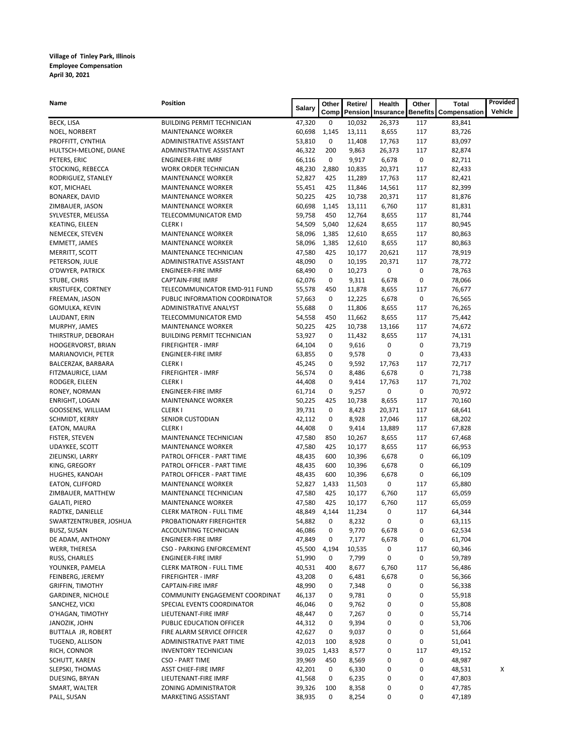**Village of Tinley Park, Illinois**
**Employee Compensation**
**April 30, 2021**

| Name | Position | Salary | Other Comp | Retire/ Pension | Health Insurance | Other Benefits | Total Compensation | Provided Vehicle |
|---|---|---|---|---|---|---|---|---|
| BECK, LISA | BUILDING PERMIT TECHNICIAN | 47,320 | 0 | 10,032 | 26,373 | 117 | 83,841 | |
| NOEL, NORBERT | MAINTENANCE WORKER | 60,698 | 1,145 | 13,111 | 8,655 | 117 | 83,726 | |
| PROFFITT, CYNTHIA | ADMINISTRATIVE ASSISTANT | 53,810 | 0 | 11,408 | 17,763 | 117 | 83,097 | |
| HULTSCH-MELONE, DIANE | ADMINISTRATIVE ASSISTANT | 46,322 | 200 | 9,863 | 26,373 | 117 | 82,874 | |
| PETERS, ERIC | ENGINEER-FIRE IMRF | 66,116 | 0 | 9,917 | 6,678 | 0 | 82,711 | |
| STOCKING, REBECCA | WORK ORDER TECHNICIAN | 48,230 | 2,880 | 10,835 | 20,371 | 117 | 82,433 | |
| RODRIGUEZ, STANLEY | MAINTENANCE WORKER | 52,827 | 425 | 11,289 | 17,763 | 117 | 82,421 | |
| KOT, MICHAEL | MAINTENANCE WORKER | 55,451 | 425 | 11,846 | 14,561 | 117 | 82,399 | |
| BONAREK, DAVID | MAINTENANCE WORKER | 50,225 | 425 | 10,738 | 20,371 | 117 | 81,876 | |
| ZIMBAUER, JASON | MAINTENANCE WORKER | 60,698 | 1,145 | 13,111 | 6,760 | 117 | 81,831 | |
| SYLVESTER, MELISSA | TELECOMMUNICATOR EMD | 59,758 | 450 | 12,764 | 8,655 | 117 | 81,744 | |
| KEATING, EILEEN | CLERK I | 54,509 | 5,040 | 12,624 | 8,655 | 117 | 80,945 | |
| NEMECEK, STEVEN | MAINTENANCE WORKER | 58,096 | 1,385 | 12,610 | 8,655 | 117 | 80,863 | |
| EMMETT, JAMES | MAINTENANCE WORKER | 58,096 | 1,385 | 12,610 | 8,655 | 117 | 80,863 | |
| MERRITT, SCOTT | MAINTENANCE TECHNICIAN | 47,580 | 425 | 10,177 | 20,621 | 117 | 78,919 | |
| PETERSON, JULIE | ADMINISTRATIVE ASSISTANT | 48,090 | 0 | 10,195 | 20,371 | 117 | 78,772 | |
| O'DWYER, PATRICK | ENGINEER-FIRE IMRF | 68,490 | 0 | 10,273 | 0 | 0 | 78,763 | |
| STUBE, CHRIS | CAPTAIN-FIRE IMRF | 62,076 | 0 | 9,311 | 6,678 | 0 | 78,066 | |
| KRISTUFEK, CORTNEY | TELECOMMUNICATOR EMD-911 FUND | 55,578 | 450 | 11,878 | 8,655 | 117 | 76,677 | |
| FREEMAN, JASON | PUBLIC INFORMATION COORDINATOR | 57,663 | 0 | 12,225 | 6,678 | 0 | 76,565 | |
| GOMULKA, KEVIN | ADMINISTRATIVE ANALYST | 55,688 | 0 | 11,806 | 8,655 | 117 | 76,265 | |
| LAUDANT, ERIN | TELECOMMUNICATOR EMD | 54,558 | 450 | 11,662 | 8,655 | 117 | 75,442 | |
| MURPHY, JAMES | MAINTENANCE WORKER | 50,225 | 425 | 10,738 | 13,166 | 117 | 74,672 | |
| THIRSTRUP, DEBORAH | BUILDING PERMIT TECHNICIAN | 53,927 | 0 | 11,432 | 8,655 | 117 | 74,131 | |
| HOOGERVORST, BRIAN | FIREFIGHTER - IMRF | 64,104 | 0 | 9,616 | 0 | 0 | 73,719 | |
| MARIANOVICH, PETER | ENGINEER-FIRE IMRF | 63,855 | 0 | 9,578 | 0 | 0 | 73,433 | |
| BALCERZAK, BARBARA | CLERK I | 45,245 | 0 | 9,592 | 17,763 | 117 | 72,717 | |
| FITZMAURICE, LIAM | FIREFIGHTER - IMRF | 56,574 | 0 | 8,486 | 6,678 | 0 | 71,738 | |
| RODGER, EILEEN | CLERK I | 44,408 | 0 | 9,414 | 17,763 | 117 | 71,702 | |
| RONEY, NORMAN | ENGINEER-FIRE IMRF | 61,714 | 0 | 9,257 | 0 | 0 | 70,972 | |
| ENRIGHT, LOGAN | MAINTENANCE WORKER | 50,225 | 425 | 10,738 | 8,655 | 117 | 70,160 | |
| GOOSSENS, WILLIAM | CLERK I | 39,731 | 0 | 8,423 | 20,371 | 117 | 68,641 | |
| SCHMIDT, KERRY | SENIOR CUSTODIAN | 42,112 | 0 | 8,928 | 17,046 | 117 | 68,202 | |
| EATON, MAURA | CLERK I | 44,408 | 0 | 9,414 | 13,889 | 117 | 67,828 | |
| FISTER, STEVEN | MAINTENANCE TECHNICIAN | 47,580 | 850 | 10,267 | 8,655 | 117 | 67,468 | |
| UDAYKEE, SCOTT | MAINTENANCE WORKER | 47,580 | 425 | 10,177 | 8,655 | 117 | 66,953 | |
| ZIELINSKI, LARRY | PATROL OFFICER - PART TIME | 48,435 | 600 | 10,396 | 6,678 | 0 | 66,109 | |
| KING, GREGORY | PATROL OFFICER - PART TIME | 48,435 | 600 | 10,396 | 6,678 | 0 | 66,109 | |
| HUGHES, KANOAH | PATROL OFFICER - PART TIME | 48,435 | 600 | 10,396 | 6,678 | 0 | 66,109 | |
| EATON, CLIFFORD | MAINTENANCE WORKER | 52,827 | 1,433 | 11,503 | 0 | 117 | 65,880 | |
| ZIMBAUER, MATTHEW | MAINTENANCE TECHNICIAN | 47,580 | 425 | 10,177 | 6,760 | 117 | 65,059 | |
| GALATI, PIERO | MAINTENANCE WORKER | 47,580 | 425 | 10,177 | 6,760 | 117 | 65,059 | |
| RADTKE, DANIELLE | CLERK MATRON - FULL TIME | 48,849 | 4,144 | 11,234 | 0 | 117 | 64,344 | |
| SWARTZENTRUBER, JOSHUA | PROBATIONARY FIREFIGHTER | 54,882 | 0 | 8,232 | 0 | 0 | 63,115 | |
| BUSZ, SUSAN | ACCOUNTING TECHNICIAN | 46,086 | 0 | 9,770 | 6,678 | 0 | 62,534 | |
| DE ADAM, ANTHONY | ENGINEER-FIRE IMRF | 47,849 | 0 | 7,177 | 6,678 | 0 | 61,704 | |
| WERR, THERESA | CSO - PARKING ENFORCEMENT | 45,500 | 4,194 | 10,535 | 0 | 117 | 60,346 | |
| RUSS, CHARLES | ENGINEER-FIRE IMRF | 51,990 | 0 | 7,799 | 0 | 0 | 59,789 | |
| YOUNKER, PAMELA | CLERK MATRON - FULL TIME | 40,531 | 400 | 8,677 | 6,760 | 117 | 56,486 | |
| FEINBERG, JEREMY | FIREFIGHTER - IMRF | 43,208 | 0 | 6,481 | 6,678 | 0 | 56,366 | |
| GRIFFIN, TIMOTHY | CAPTAIN-FIRE IMRF | 48,990 | 0 | 7,348 | 0 | 0 | 56,338 | |
| GARDINER, NICHOLE | COMMUNITY ENGAGEMENT COORDINAT | 46,137 | 0 | 9,781 | 0 | 0 | 55,918 | |
| SANCHEZ, VICKI | SPECIAL EVENTS COORDINATOR | 46,046 | 0 | 9,762 | 0 | 0 | 55,808 | |
| O'HAGAN, TIMOTHY | LIEUTENANT-FIRE IMRF | 48,447 | 0 | 7,267 | 0 | 0 | 55,714 | |
| JANOZIK, JOHN | PUBLIC EDUCATION OFFICER | 44,312 | 0 | 9,394 | 0 | 0 | 53,706 | |
| BUTTALA JR, ROBERT | FIRE ALARM SERVICE OFFICER | 42,627 | 0 | 9,037 | 0 | 0 | 51,664 | |
| TUGEND, ALLISON | ADMINISTRATIVE PART TIME | 42,013 | 100 | 8,928 | 0 | 0 | 51,041 | |
| RICH, CONNOR | INVENTORY TECHNICIAN | 39,025 | 1,433 | 8,577 | 0 | 117 | 49,152 | |
| SCHUTT, KAREN | CSO - PART TIME | 39,969 | 450 | 8,569 | 0 | 0 | 48,987 | |
| SLEPSKI, THOMAS | ASST CHIEF-FIRE IMRF | 42,201 | 0 | 6,330 | 0 | 0 | 48,531 | X |
| DUESING, BRYAN | LIEUTENANT-FIRE IMRF | 41,568 | 0 | 6,235 | 0 | 0 | 47,803 | |
| SMART, WALTER | ZONING ADMINISTRATOR | 39,326 | 100 | 8,358 | 0 | 0 | 47,785 | |
| PALL, SUSAN | MARKETING ASSISTANT | 38,935 | 0 | 8,254 | 0 | 0 | 47,189 | |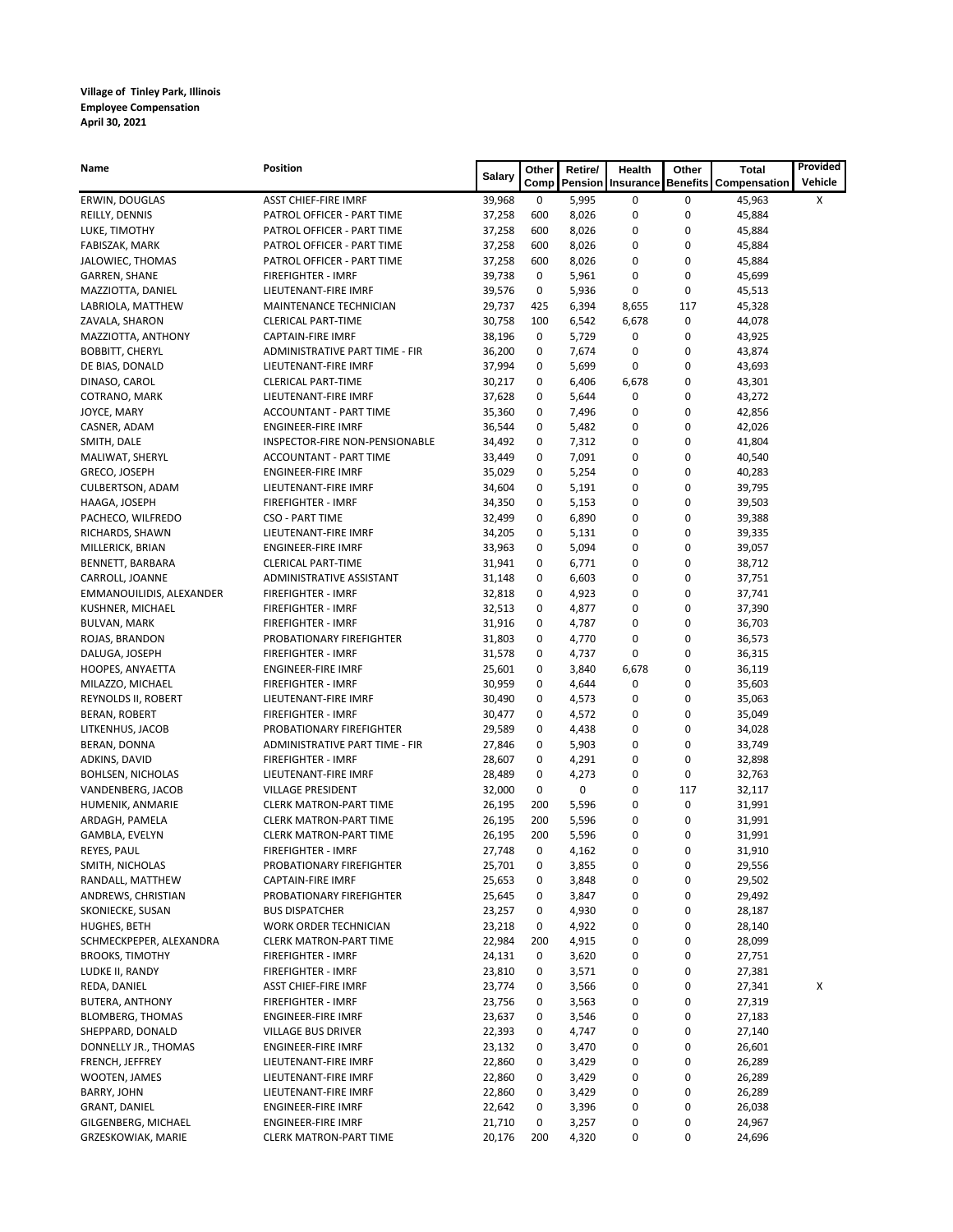**Village of Tinley Park, Illinois**
**Employee Compensation**
**April 30, 2021**

| Name | Position | Salary | Other Comp | Retire/ Pension | Health Insurance | Other Benefits | Total Compensation | Provided Vehicle |
|---|---|---|---|---|---|---|---|---|
| ERWIN, DOUGLAS | ASST CHIEF-FIRE IMRF | 39,968 | 0 | 5,995 | 0 | 0 | 45,963 | X |
| REILLY, DENNIS | PATROL OFFICER - PART TIME | 37,258 | 600 | 8,026 | 0 | 0 | 45,884 | |
| LUKE, TIMOTHY | PATROL OFFICER - PART TIME | 37,258 | 600 | 8,026 | 0 | 0 | 45,884 | |
| FABISZAK, MARK | PATROL OFFICER - PART TIME | 37,258 | 600 | 8,026 | 0 | 0 | 45,884 | |
| JALOWIEC, THOMAS | PATROL OFFICER - PART TIME | 37,258 | 600 | 8,026 | 0 | 0 | 45,884 | |
| GARREN, SHANE | FIREFIGHTER - IMRF | 39,738 | 0 | 5,961 | 0 | 0 | 45,699 | |
| MAZZIOTTA, DANIEL | LIEUTENANT-FIRE IMRF | 39,576 | 0 | 5,936 | 0 | 0 | 45,513 | |
| LABRIOLA, MATTHEW | MAINTENANCE TECHNICIAN | 29,737 | 425 | 6,394 | 8,655 | 117 | 45,328 | |
| ZAVALA, SHARON | CLERICAL PART-TIME | 30,758 | 100 | 6,542 | 6,678 | 0 | 44,078 | |
| MAZZIOTTA, ANTHONY | CAPTAIN-FIRE IMRF | 38,196 | 0 | 5,729 | 0 | 0 | 43,925 | |
| BOBBITT, CHERYL | ADMINISTRATIVE PART TIME - FIR | 36,200 | 0 | 7,674 | 0 | 0 | 43,874 | |
| DE BIAS, DONALD | LIEUTENANT-FIRE IMRF | 37,994 | 0 | 5,699 | 0 | 0 | 43,693 | |
| DINASO, CAROL | CLERICAL PART-TIME | 30,217 | 0 | 6,406 | 6,678 | 0 | 43,301 | |
| COTRANO, MARK | LIEUTENANT-FIRE IMRF | 37,628 | 0 | 5,644 | 0 | 0 | 43,272 | |
| JOYCE, MARY | ACCOUNTANT - PART TIME | 35,360 | 0 | 7,496 | 0 | 0 | 42,856 | |
| CASNER, ADAM | ENGINEER-FIRE IMRF | 36,544 | 0 | 5,482 | 0 | 0 | 42,026 | |
| SMITH, DALE | INSPECTOR-FIRE NON-PENSIONABLE | 34,492 | 0 | 7,312 | 0 | 0 | 41,804 | |
| MALIWAT, SHERYL | ACCOUNTANT - PART TIME | 33,449 | 0 | 7,091 | 0 | 0 | 40,540 | |
| GRECO, JOSEPH | ENGINEER-FIRE IMRF | 35,029 | 0 | 5,254 | 0 | 0 | 40,283 | |
| CULBERTSON, ADAM | LIEUTENANT-FIRE IMRF | 34,604 | 0 | 5,191 | 0 | 0 | 39,795 | |
| HAAGA, JOSEPH | FIREFIGHTER - IMRF | 34,350 | 0 | 5,153 | 0 | 0 | 39,503 | |
| PACHECO, WILFREDO | CSO - PART TIME | 32,499 | 0 | 6,890 | 0 | 0 | 39,388 | |
| RICHARDS, SHAWN | LIEUTENANT-FIRE IMRF | 34,205 | 0 | 5,131 | 0 | 0 | 39,335 | |
| MILLERICK, BRIAN | ENGINEER-FIRE IMRF | 33,963 | 0 | 5,094 | 0 | 0 | 39,057 | |
| BENNETT, BARBARA | CLERICAL PART-TIME | 31,941 | 0 | 6,771 | 0 | 0 | 38,712 | |
| CARROLL, JOANNE | ADMINISTRATIVE ASSISTANT | 31,148 | 0 | 6,603 | 0 | 0 | 37,751 | |
| EMMANOUILIDIS, ALEXANDER | FIREFIGHTER - IMRF | 32,818 | 0 | 4,923 | 0 | 0 | 37,741 | |
| KUSHNER, MICHAEL | FIREFIGHTER - IMRF | 32,513 | 0 | 4,877 | 0 | 0 | 37,390 | |
| BULVAN, MARK | FIREFIGHTER - IMRF | 31,916 | 0 | 4,787 | 0 | 0 | 36,703 | |
| ROJAS, BRANDON | PROBATIONARY FIREFIGHTER | 31,803 | 0 | 4,770 | 0 | 0 | 36,573 | |
| DALUGA, JOSEPH | FIREFIGHTER - IMRF | 31,578 | 0 | 4,737 | 0 | 0 | 36,315 | |
| HOOPES, ANYAETTA | ENGINEER-FIRE IMRF | 25,601 | 0 | 3,840 | 6,678 | 0 | 36,119 | |
| MILAZZO, MICHAEL | FIREFIGHTER - IMRF | 30,959 | 0 | 4,644 | 0 | 0 | 35,603 | |
| REYNOLDS II, ROBERT | LIEUTENANT-FIRE IMRF | 30,490 | 0 | 4,573 | 0 | 0 | 35,063 | |
| BERAN, ROBERT | FIREFIGHTER - IMRF | 30,477 | 0 | 4,572 | 0 | 0 | 35,049 | |
| LITKENHUS, JACOB | PROBATIONARY FIREFIGHTER | 29,589 | 0 | 4,438 | 0 | 0 | 34,028 | |
| BERAN, DONNA | ADMINISTRATIVE PART TIME - FIR | 27,846 | 0 | 5,903 | 0 | 0 | 33,749 | |
| ADKINS, DAVID | FIREFIGHTER - IMRF | 28,607 | 0 | 4,291 | 0 | 0 | 32,898 | |
| BOHLSEN, NICHOLAS | LIEUTENANT-FIRE IMRF | 28,489 | 0 | 4,273 | 0 | 0 | 32,763 | |
| VANDENBERG, JACOB | VILLAGE PRESIDENT | 32,000 | 0 | 0 | 0 | 117 | 32,117 | |
| HUMENIK, ANMARIE | CLERK MATRON-PART TIME | 26,195 | 200 | 5,596 | 0 | 0 | 31,991 | |
| ARDAGH, PAMELA | CLERK MATRON-PART TIME | 26,195 | 200 | 5,596 | 0 | 0 | 31,991 | |
| GAMBLA, EVELYN | CLERK MATRON-PART TIME | 26,195 | 200 | 5,596 | 0 | 0 | 31,991 | |
| REYES, PAUL | FIREFIGHTER - IMRF | 27,748 | 0 | 4,162 | 0 | 0 | 31,910 | |
| SMITH, NICHOLAS | PROBATIONARY FIREFIGHTER | 25,701 | 0 | 3,855 | 0 | 0 | 29,556 | |
| RANDALL, MATTHEW | CAPTAIN-FIRE IMRF | 25,653 | 0 | 3,848 | 0 | 0 | 29,502 | |
| ANDREWS, CHRISTIAN | PROBATIONARY FIREFIGHTER | 25,645 | 0 | 3,847 | 0 | 0 | 29,492 | |
| SKONIECKE, SUSAN | BUS DISPATCHER | 23,257 | 0 | 4,930 | 0 | 0 | 28,187 | |
| HUGHES, BETH | WORK ORDER TECHNICIAN | 23,218 | 0 | 4,922 | 0 | 0 | 28,140 | |
| SCHMECKPEPER, ALEXANDRA | CLERK MATRON-PART TIME | 22,984 | 200 | 4,915 | 0 | 0 | 28,099 | |
| BROOKS, TIMOTHY | FIREFIGHTER - IMRF | 24,131 | 0 | 3,620 | 0 | 0 | 27,751 | |
| LUDKE II, RANDY | FIREFIGHTER - IMRF | 23,810 | 0 | 3,571 | 0 | 0 | 27,381 | |
| REDA, DANIEL | ASST CHIEF-FIRE IMRF | 23,774 | 0 | 3,566 | 0 | 0 | 27,341 | X |
| BUTERA, ANTHONY | FIREFIGHTER - IMRF | 23,756 | 0 | 3,563 | 0 | 0 | 27,319 | |
| BLOMBERG, THOMAS | ENGINEER-FIRE IMRF | 23,637 | 0 | 3,546 | 0 | 0 | 27,183 | |
| SHEPPARD, DONALD | VILLAGE BUS DRIVER | 22,393 | 0 | 4,747 | 0 | 0 | 27,140 | |
| DONNELLY JR., THOMAS | ENGINEER-FIRE IMRF | 23,132 | 0 | 3,470 | 0 | 0 | 26,601 | |
| FRENCH, JEFFREY | LIEUTENANT-FIRE IMRF | 22,860 | 0 | 3,429 | 0 | 0 | 26,289 | |
| WOOTEN, JAMES | LIEUTENANT-FIRE IMRF | 22,860 | 0 | 3,429 | 0 | 0 | 26,289 | |
| BARRY, JOHN | LIEUTENANT-FIRE IMRF | 22,860 | 0 | 3,429 | 0 | 0 | 26,289 | |
| GRANT, DANIEL | ENGINEER-FIRE IMRF | 22,642 | 0 | 3,396 | 0 | 0 | 26,038 | |
| GILGENBERG, MICHAEL | ENGINEER-FIRE IMRF | 21,710 | 0 | 3,257 | 0 | 0 | 24,967 | |
| GRZESKOWIAK, MARIE | CLERK MATRON-PART TIME | 20,176 | 200 | 4,320 | 0 | 0 | 24,696 | |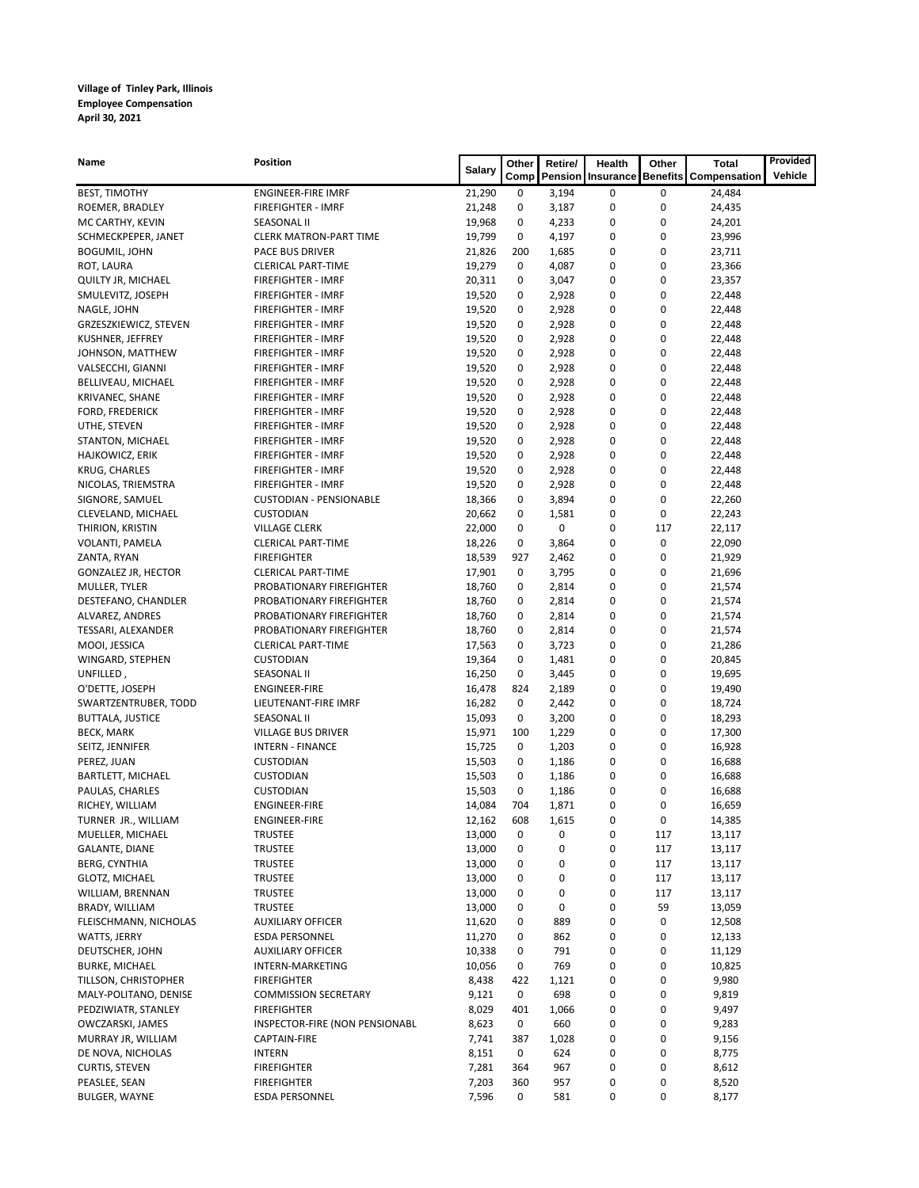**Village of Tinley Park, Illinois**
**Employee Compensation**
**April 30, 2021**

| Name | Position | Salary | Other Comp | Retire/ Pension | Health Insurance | Other Benefits | Total Compensation | Provided Vehicle |
|---|---|---|---|---|---|---|---|---|
| BEST, TIMOTHY | ENGINEER-FIRE IMRF | 21,290 | 0 | 3,194 | 0 | 0 | 24,484 | |
| ROEMER, BRADLEY | FIREFIGHTER - IMRF | 21,248 | 0 | 3,187 | 0 | 0 | 24,435 | |
| MC CARTHY, KEVIN | SEASONAL II | 19,968 | 0 | 4,233 | 0 | 0 | 24,201 | |
| SCHMECKPEPER, JANET | CLERK MATRON-PART TIME | 19,799 | 0 | 4,197 | 0 | 0 | 23,996 | |
| BOGUMIL, JOHN | PACE BUS DRIVER | 21,826 | 200 | 1,685 | 0 | 0 | 23,711 | |
| ROT, LAURA | CLERICAL PART-TIME | 19,279 | 0 | 4,087 | 0 | 0 | 23,366 | |
| QUILTY JR, MICHAEL | FIREFIGHTER - IMRF | 20,311 | 0 | 3,047 | 0 | 0 | 23,357 | |
| SMULEVITZ, JOSEPH | FIREFIGHTER - IMRF | 19,520 | 0 | 2,928 | 0 | 0 | 22,448 | |
| NAGLE, JOHN | FIREFIGHTER - IMRF | 19,520 | 0 | 2,928 | 0 | 0 | 22,448 | |
| GRZESZKIEWICZ, STEVEN | FIREFIGHTER - IMRF | 19,520 | 0 | 2,928 | 0 | 0 | 22,448 | |
| KUSHNER, JEFFREY | FIREFIGHTER - IMRF | 19,520 | 0 | 2,928 | 0 | 0 | 22,448 | |
| JOHNSON, MATTHEW | FIREFIGHTER - IMRF | 19,520 | 0 | 2,928 | 0 | 0 | 22,448 | |
| VALSECCHI, GIANNI | FIREFIGHTER - IMRF | 19,520 | 0 | 2,928 | 0 | 0 | 22,448 | |
| BELLIVEAU, MICHAEL | FIREFIGHTER - IMRF | 19,520 | 0 | 2,928 | 0 | 0 | 22,448 | |
| KRIVANEC, SHANE | FIREFIGHTER - IMRF | 19,520 | 0 | 2,928 | 0 | 0 | 22,448 | |
| FORD, FREDERICK | FIREFIGHTER - IMRF | 19,520 | 0 | 2,928 | 0 | 0 | 22,448 | |
| UTHE, STEVEN | FIREFIGHTER - IMRF | 19,520 | 0 | 2,928 | 0 | 0 | 22,448 | |
| STANTON, MICHAEL | FIREFIGHTER - IMRF | 19,520 | 0 | 2,928 | 0 | 0 | 22,448 | |
| HAJKOWICZ, ERIK | FIREFIGHTER - IMRF | 19,520 | 0 | 2,928 | 0 | 0 | 22,448 | |
| KRUG, CHARLES | FIREFIGHTER - IMRF | 19,520 | 0 | 2,928 | 0 | 0 | 22,448 | |
| NICOLAS, TRIEMSTRA | FIREFIGHTER - IMRF | 19,520 | 0 | 2,928 | 0 | 0 | 22,448 | |
| SIGNORE, SAMUEL | CUSTODIAN - PENSIONABLE | 18,366 | 0 | 3,894 | 0 | 0 | 22,260 | |
| CLEVELAND, MICHAEL | CUSTODIAN | 20,662 | 0 | 1,581 | 0 | 0 | 22,243 | |
| THIRION, KRISTIN | VILLAGE CLERK | 22,000 | 0 | 0 | 0 | 117 | 22,117 | |
| VOLANTI, PAMELA | CLERICAL PART-TIME | 18,226 | 0 | 3,864 | 0 | 0 | 22,090 | |
| ZANTA, RYAN | FIREFIGHTER | 18,539 | 927 | 2,462 | 0 | 0 | 21,929 | |
| GONZALEZ JR, HECTOR | CLERICAL PART-TIME | 17,901 | 0 | 3,795 | 0 | 0 | 21,696 | |
| MULLER, TYLER | PROBATIONARY FIREFIGHTER | 18,760 | 0 | 2,814 | 0 | 0 | 21,574 | |
| DESTEFANO, CHANDLER | PROBATIONARY FIREFIGHTER | 18,760 | 0 | 2,814 | 0 | 0 | 21,574 | |
| ALVAREZ, ANDRES | PROBATIONARY FIREFIGHTER | 18,760 | 0 | 2,814 | 0 | 0 | 21,574 | |
| TESSARI, ALEXANDER | PROBATIONARY FIREFIGHTER | 18,760 | 0 | 2,814 | 0 | 0 | 21,574 | |
| MOOI, JESSICA | CLERICAL PART-TIME | 17,563 | 0 | 3,723 | 0 | 0 | 21,286 | |
| WINGARD, STEPHEN | CUSTODIAN | 19,364 | 0 | 1,481 | 0 | 0 | 20,845 | |
| UNFILLED , | SEASONAL II | 16,250 | 0 | 3,445 | 0 | 0 | 19,695 | |
| O'DETTE, JOSEPH | ENGINEER-FIRE | 16,478 | 824 | 2,189 | 0 | 0 | 19,490 | |
| SWARTZENTRUBER, TODD | LIEUTENANT-FIRE IMRF | 16,282 | 0 | 2,442 | 0 | 0 | 18,724 | |
| BUTTALA, JUSTICE | SEASONAL II | 15,093 | 0 | 3,200 | 0 | 0 | 18,293 | |
| BECK, MARK | VILLAGE BUS DRIVER | 15,971 | 100 | 1,229 | 0 | 0 | 17,300 | |
| SEITZ, JENNIFER | INTERN - FINANCE | 15,725 | 0 | 1,203 | 0 | 0 | 16,928 | |
| PEREZ, JUAN | CUSTODIAN | 15,503 | 0 | 1,186 | 0 | 0 | 16,688 | |
| BARTLETT, MICHAEL | CUSTODIAN | 15,503 | 0 | 1,186 | 0 | 0 | 16,688 | |
| PAULAS, CHARLES | CUSTODIAN | 15,503 | 0 | 1,186 | 0 | 0 | 16,688 | |
| RICHEY, WILLIAM | ENGINEER-FIRE | 14,084 | 704 | 1,871 | 0 | 0 | 16,659 | |
| TURNER JR., WILLIAM | ENGINEER-FIRE | 12,162 | 608 | 1,615 | 0 | 0 | 14,385 | |
| MUELLER, MICHAEL | TRUSTEE | 13,000 | 0 | 0 | 0 | 117 | 13,117 | |
| GALANTE, DIANE | TRUSTEE | 13,000 | 0 | 0 | 0 | 117 | 13,117 | |
| BERG, CYNTHIA | TRUSTEE | 13,000 | 0 | 0 | 0 | 117 | 13,117 | |
| GLOTZ, MICHAEL | TRUSTEE | 13,000 | 0 | 0 | 0 | 117 | 13,117 | |
| WILLIAM, BRENNAN | TRUSTEE | 13,000 | 0 | 0 | 0 | 117 | 13,117 | |
| BRADY, WILLIAM | TRUSTEE | 13,000 | 0 | 0 | 0 | 59 | 13,059 | |
| FLEISCHMANN, NICHOLAS | AUXILIARY OFFICER | 11,620 | 0 | 889 | 0 | 0 | 12,508 | |
| WATTS, JERRY | ESDA PERSONNEL | 11,270 | 0 | 862 | 0 | 0 | 12,133 | |
| DEUTSCHER, JOHN | AUXILIARY OFFICER | 10,338 | 0 | 791 | 0 | 0 | 11,129 | |
| BURKE, MICHAEL | INTERN-MARKETING | 10,056 | 0 | 769 | 0 | 0 | 10,825 | |
| TILLSON, CHRISTOPHER | FIREFIGHTER | 8,438 | 422 | 1,121 | 0 | 0 | 9,980 | |
| MALY-POLITANO, DENISE | COMMISSION SECRETARY | 9,121 | 0 | 698 | 0 | 0 | 9,819 | |
| PEDZIWIATR, STANLEY | FIREFIGHTER | 8,029 | 401 | 1,066 | 0 | 0 | 9,497 | |
| OWCZARSKI, JAMES | INSPECTOR-FIRE (NON PENSIONABL | 8,623 | 0 | 660 | 0 | 0 | 9,283 | |
| MURRAY JR, WILLIAM | CAPTAIN-FIRE | 7,741 | 387 | 1,028 | 0 | 0 | 9,156 | |
| DE NOVA, NICHOLAS | INTERN | 8,151 | 0 | 624 | 0 | 0 | 8,775 | |
| CURTIS, STEVEN | FIREFIGHTER | 7,281 | 364 | 967 | 0 | 0 | 8,612 | |
| PEASLEE, SEAN | FIREFIGHTER | 7,203 | 360 | 957 | 0 | 0 | 8,520 | |
| BULGER, WAYNE | ESDA PERSONNEL | 7,596 | 0 | 581 | 0 | 0 | 8,177 | |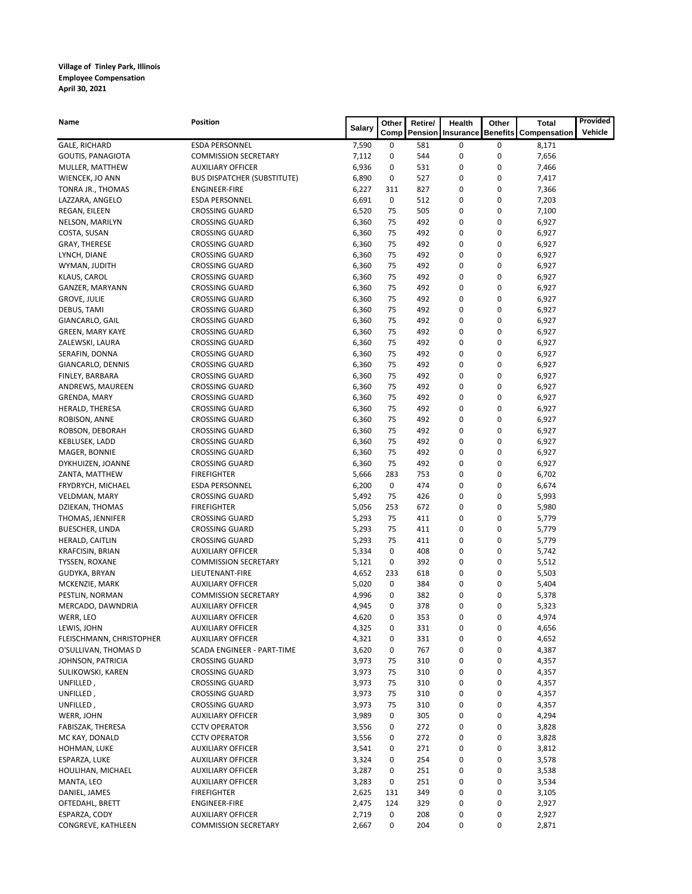**Village of Tinley Park, Illinois**
**Employee Compensation**
**April 30, 2021**

| Name | Position | Salary | Other Comp | Retire/ Pension | Health Insurance | Other Benefits | Total Compensation | Provided Vehicle |
|---|---|---|---|---|---|---|---|---|
| GALE, RICHARD | ESDA PERSONNEL | 7,590 | 0 | 581 | 0 | 0 | 8,171 | |
| GOUTIS, PANAGIOTA | COMMISSION SECRETARY | 7,112 | 0 | 544 | 0 | 0 | 7,656 | |
| MULLER, MATTHEW | AUXILIARY OFFICER | 6,936 | 0 | 531 | 0 | 0 | 7,466 | |
| WIENCEK, JO ANN | BUS DISPATCHER (SUBSTITUTE) | 6,890 | 0 | 527 | 0 | 0 | 7,417 | |
| TONRA JR., THOMAS | ENGINEER-FIRE | 6,227 | 311 | 827 | 0 | 0 | 7,366 | |
| LAZZARA, ANGELO | ESDA PERSONNEL | 6,691 | 0 | 512 | 0 | 0 | 7,203 | |
| REGAN, EILEEN | CROSSING GUARD | 6,520 | 75 | 505 | 0 | 0 | 7,100 | |
| NELSON, MARILYN | CROSSING GUARD | 6,360 | 75 | 492 | 0 | 0 | 6,927 | |
| COSTA, SUSAN | CROSSING GUARD | 6,360 | 75 | 492 | 0 | 0 | 6,927 | |
| GRAY, THERESE | CROSSING GUARD | 6,360 | 75 | 492 | 0 | 0 | 6,927 | |
| LYNCH, DIANE | CROSSING GUARD | 6,360 | 75 | 492 | 0 | 0 | 6,927 | |
| WYMAN, JUDITH | CROSSING GUARD | 6,360 | 75 | 492 | 0 | 0 | 6,927 | |
| KLAUS, CAROL | CROSSING GUARD | 6,360 | 75 | 492 | 0 | 0 | 6,927 | |
| GANZER, MARYANN | CROSSING GUARD | 6,360 | 75 | 492 | 0 | 0 | 6,927 | |
| GROVE, JULIE | CROSSING GUARD | 6,360 | 75 | 492 | 0 | 0 | 6,927 | |
| DEBUS, TAMI | CROSSING GUARD | 6,360 | 75 | 492 | 0 | 0 | 6,927 | |
| GIANCARLO, GAIL | CROSSING GUARD | 6,360 | 75 | 492 | 0 | 0 | 6,927 | |
| GREEN, MARY KAYE | CROSSING GUARD | 6,360 | 75 | 492 | 0 | 0 | 6,927 | |
| ZALEWSKI, LAURA | CROSSING GUARD | 6,360 | 75 | 492 | 0 | 0 | 6,927 | |
| SERAFIN, DONNA | CROSSING GUARD | 6,360 | 75 | 492 | 0 | 0 | 6,927 | |
| GIANCARLO, DENNIS | CROSSING GUARD | 6,360 | 75 | 492 | 0 | 0 | 6,927 | |
| FINLEY, BARBARA | CROSSING GUARD | 6,360 | 75 | 492 | 0 | 0 | 6,927 | |
| ANDREWS, MAUREEN | CROSSING GUARD | 6,360 | 75 | 492 | 0 | 0 | 6,927 | |
| GRENDA, MARY | CROSSING GUARD | 6,360 | 75 | 492 | 0 | 0 | 6,927 | |
| HERALD, THERESA | CROSSING GUARD | 6,360 | 75 | 492 | 0 | 0 | 6,927 | |
| ROBISON, ANNE | CROSSING GUARD | 6,360 | 75 | 492 | 0 | 0 | 6,927 | |
| ROBSON, DEBORAH | CROSSING GUARD | 6,360 | 75 | 492 | 0 | 0 | 6,927 | |
| KEBLUSEK, LADD | CROSSING GUARD | 6,360 | 75 | 492 | 0 | 0 | 6,927 | |
| MAGER, BONNIE | CROSSING GUARD | 6,360 | 75 | 492 | 0 | 0 | 6,927 | |
| DYKHUIZEN, JOANNE | CROSSING GUARD | 6,360 | 75 | 492 | 0 | 0 | 6,927 | |
| ZANTA, MATTHEW | FIREFIGHTER | 5,666 | 283 | 753 | 0 | 0 | 6,702 | |
| FRYDRYCH, MICHAEL | ESDA PERSONNEL | 6,200 | 0 | 474 | 0 | 0 | 6,674 | |
| VELDMAN, MARY | CROSSING GUARD | 5,492 | 75 | 426 | 0 | 0 | 5,993 | |
| DZIEKAN, THOMAS | FIREFIGHTER | 5,056 | 253 | 672 | 0 | 0 | 5,980 | |
| THOMAS, JENNIFER | CROSSING GUARD | 5,293 | 75 | 411 | 0 | 0 | 5,779 | |
| BUESCHER, LINDA | CROSSING GUARD | 5,293 | 75 | 411 | 0 | 0 | 5,779 | |
| HERALD, CAITLIN | CROSSING GUARD | 5,293 | 75 | 411 | 0 | 0 | 5,779 | |
| KRAFCISIN, BRIAN | AUXILIARY OFFICER | 5,334 | 0 | 408 | 0 | 0 | 5,742 | |
| TYSSEN, ROXANE | COMMISSION SECRETARY | 5,121 | 0 | 392 | 0 | 0 | 5,512 | |
| GUDYKA, BRYAN | LIEUTENANT-FIRE | 4,652 | 233 | 618 | 0 | 0 | 5,503 | |
| MCKENZIE, MARK | AUXILIARY OFFICER | 5,020 | 0 | 384 | 0 | 0 | 5,404 | |
| PESTLIN, NORMAN | COMMISSION SECRETARY | 4,996 | 0 | 382 | 0 | 0 | 5,378 | |
| MERCADO, DAWNDRIA | AUXILIARY OFFICER | 4,945 | 0 | 378 | 0 | 0 | 5,323 | |
| WERR, LEO | AUXILIARY OFFICER | 4,620 | 0 | 353 | 0 | 0 | 4,974 | |
| LEWIS, JOHN | AUXILIARY OFFICER | 4,325 | 0 | 331 | 0 | 0 | 4,656 | |
| FLEISCHMANN, CHRISTOPHER | AUXILIARY OFFICER | 4,321 | 0 | 331 | 0 | 0 | 4,652 | |
| O'SULLIVAN, THOMAS D | SCADA ENGINEER - PART-TIME | 3,620 | 0 | 767 | 0 | 0 | 4,387 | |
| JOHNSON, PATRICIA | CROSSING GUARD | 3,973 | 75 | 310 | 0 | 0 | 4,357 | |
| SULIKOWSKI, KAREN | CROSSING GUARD | 3,973 | 75 | 310 | 0 | 0 | 4,357 | |
| UNFILLED , | CROSSING GUARD | 3,973 | 75 | 310 | 0 | 0 | 4,357 | |
| UNFILLED , | CROSSING GUARD | 3,973 | 75 | 310 | 0 | 0 | 4,357 | |
| UNFILLED , | CROSSING GUARD | 3,973 | 75 | 310 | 0 | 0 | 4,357 | |
| WERR, JOHN | AUXILIARY OFFICER | 3,989 | 0 | 305 | 0 | 0 | 4,294 | |
| FABISZAK, THERESA | CCTV OPERATOR | 3,556 | 0 | 272 | 0 | 0 | 3,828 | |
| MC KAY, DONALD | CCTV OPERATOR | 3,556 | 0 | 272 | 0 | 0 | 3,828 | |
| HOHMAN, LUKE | AUXILIARY OFFICER | 3,541 | 0 | 271 | 0 | 0 | 3,812 | |
| ESPARZA, LUKE | AUXILIARY OFFICER | 3,324 | 0 | 254 | 0 | 0 | 3,578 | |
| HOULIHAN, MICHAEL | AUXILIARY OFFICER | 3,287 | 0 | 251 | 0 | 0 | 3,538 | |
| MANTA, LEO | AUXILIARY OFFICER | 3,283 | 0 | 251 | 0 | 0 | 3,534 | |
| DANIEL, JAMES | FIREFIGHTER | 2,625 | 131 | 349 | 0 | 0 | 3,105 | |
| OFTEDAHL, BRETT | ENGINEER-FIRE | 2,475 | 124 | 329 | 0 | 0 | 2,927 | |
| ESPARZA, CODY | AUXILIARY OFFICER | 2,719 | 0 | 208 | 0 | 0 | 2,927 | |
| CONGREVE, KATHLEEN | COMMISSION SECRETARY | 2,667 | 0 | 204 | 0 | 0 | 2,871 | |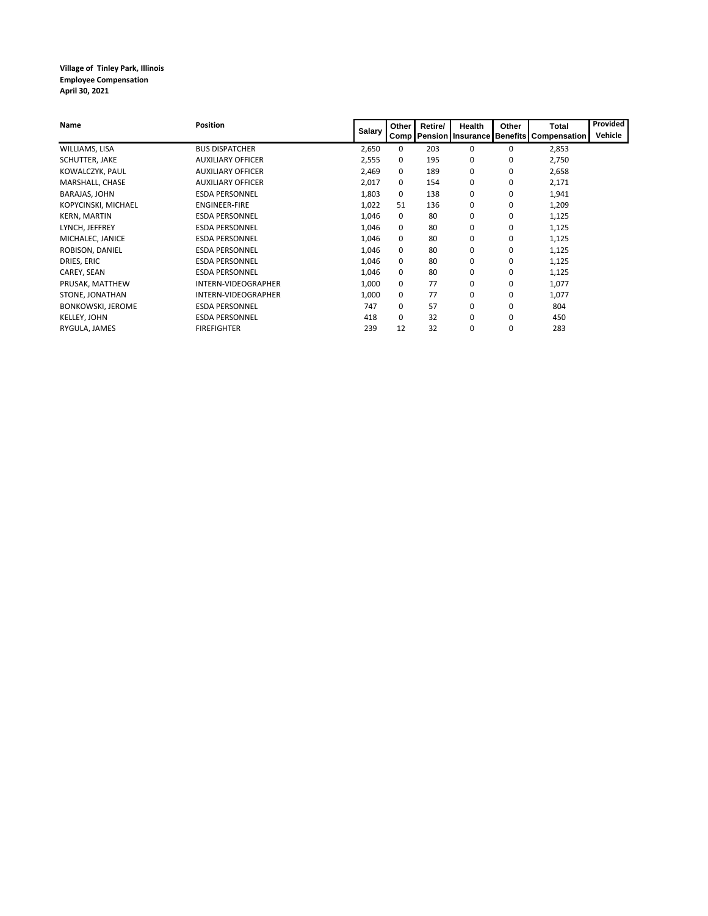**Village of Tinley Park, Illinois**
**Employee Compensation**
**April 30, 2021**

| Name | Position | Salary | Other Comp | Retire/ Pension | Health Insurance | Other Benefits | Total Compensation | Provided Vehicle |
|---|---|---|---|---|---|---|---|---|
| WILLIAMS, LISA | BUS DISPATCHER | 2,650 | 0 | 203 | 0 | 0 | 2,853 | |
| SCHUTTER, JAKE | AUXILIARY OFFICER | 2,555 | 0 | 195 | 0 | 0 | 2,750 | |
| KOWALCZYK, PAUL | AUXILIARY OFFICER | 2,469 | 0 | 189 | 0 | 0 | 2,658 | |
| MARSHALL, CHASE | AUXILIARY OFFICER | 2,017 | 0 | 154 | 0 | 0 | 2,171 | |
| BARAJAS, JOHN | ESDA PERSONNEL | 1,803 | 0 | 138 | 0 | 0 | 1,941 | |
| KOPYCINSKI, MICHAEL | ENGINEER-FIRE | 1,022 | 51 | 136 | 0 | 0 | 1,209 | |
| KERN, MARTIN | ESDA PERSONNEL | 1,046 | 0 | 80 | 0 | 0 | 1,125 | |
| LYNCH, JEFFREY | ESDA PERSONNEL | 1,046 | 0 | 80 | 0 | 0 | 1,125 | |
| MICHALEC, JANICE | ESDA PERSONNEL | 1,046 | 0 | 80 | 0 | 0 | 1,125 | |
| ROBISON, DANIEL | ESDA PERSONNEL | 1,046 | 0 | 80 | 0 | 0 | 1,125 | |
| DRIES, ERIC | ESDA PERSONNEL | 1,046 | 0 | 80 | 0 | 0 | 1,125 | |
| CAREY, SEAN | ESDA PERSONNEL | 1,046 | 0 | 80 | 0 | 0 | 1,125 | |
| PRUSAK, MATTHEW | INTERN-VIDEOGRAPHER | 1,000 | 0 | 77 | 0 | 0 | 1,077 | |
| STONE, JONATHAN | INTERN-VIDEOGRAPHER | 1,000 | 0 | 77 | 0 | 0 | 1,077 | |
| BONKOWSKI, JEROME | ESDA PERSONNEL | 747 | 0 | 57 | 0 | 0 | 804 | |
| KELLEY, JOHN | ESDA PERSONNEL | 418 | 0 | 32 | 0 | 0 | 450 | |
| RYGULA, JAMES | FIREFIGHTER | 239 | 12 | 32 | 0 | 0 | 283 | |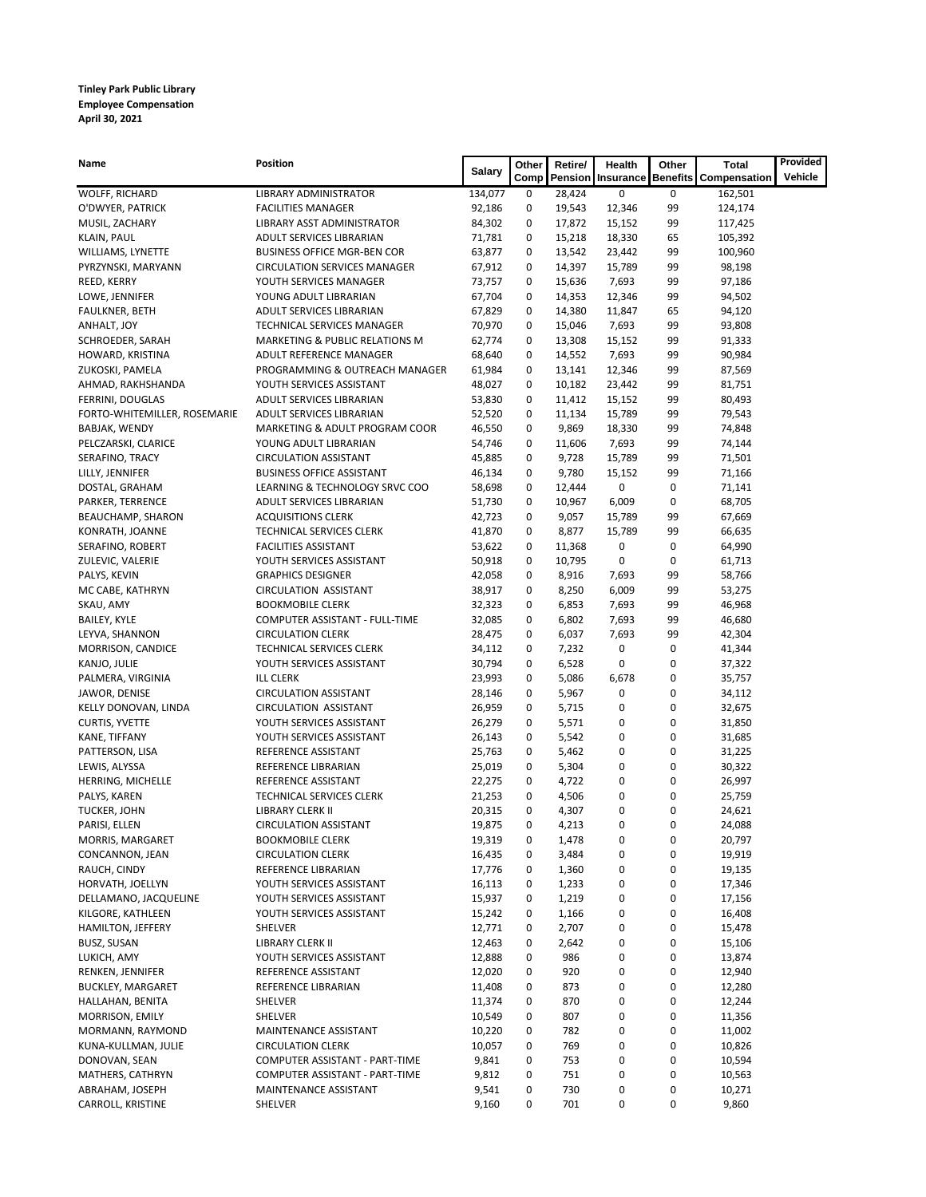**Tinley Park Public Library**
**Employee Compensation**
**April 30, 2021**

| Name | Position | Salary | Other Comp | Retire/ Pension | Health Insurance | Other Benefits | Total Compensation | Provided Vehicle |
|---|---|---|---|---|---|---|---|---|
| WOLFF, RICHARD | LIBRARY ADMINISTRATOR | 134,077 | 0 | 28,424 | 0 | 0 | 162,501 | |
| O'DWYER, PATRICK | FACILITIES MANAGER | 92,186 | 0 | 19,543 | 12,346 | 99 | 124,174 | |
| MUSIL, ZACHARY | LIBRARY ASST ADMINISTRATOR | 84,302 | 0 | 17,872 | 15,152 | 99 | 117,425 | |
| KLAIN, PAUL | ADULT SERVICES LIBRARIAN | 71,781 | 0 | 15,218 | 18,330 | 65 | 105,392 | |
| WILLIAMS, LYNETTE | BUSINESS OFFICE MGR-BEN COR | 63,877 | 0 | 13,542 | 23,442 | 99 | 100,960 | |
| PYRZYNSKI, MARYANN | CIRCULATION SERVICES MANAGER | 67,912 | 0 | 14,397 | 15,789 | 99 | 98,198 | |
| REED, KERRY | YOUTH SERVICES MANAGER | 73,757 | 0 | 15,636 | 7,693 | 99 | 97,186 | |
| LOWE, JENNIFER | YOUNG ADULT LIBRARIAN | 67,704 | 0 | 14,353 | 12,346 | 99 | 94,502 | |
| FAULKNER, BETH | ADULT SERVICES LIBRARIAN | 67,829 | 0 | 14,380 | 11,847 | 65 | 94,120 | |
| ANHALT, JOY | TECHNICAL SERVICES MANAGER | 70,970 | 0 | 15,046 | 7,693 | 99 | 93,808 | |
| SCHROEDER, SARAH | MARKETING & PUBLIC RELATIONS M | 62,774 | 0 | 13,308 | 15,152 | 99 | 91,333 | |
| HOWARD, KRISTINA | ADULT REFERENCE MANAGER | 68,640 | 0 | 14,552 | 7,693 | 99 | 90,984 | |
| ZUKOSKI, PAMELA | PROGRAMMING & OUTREACH MANAGER | 61,984 | 0 | 13,141 | 12,346 | 99 | 87,569 | |
| AHMAD, RAKHSHANDA | YOUTH SERVICES ASSISTANT | 48,027 | 0 | 10,182 | 23,442 | 99 | 81,751 | |
| FERRINI, DOUGLAS | ADULT SERVICES LIBRARIAN | 53,830 | 0 | 11,412 | 15,152 | 99 | 80,493 | |
| FORTO-WHITEMILLER, ROSEMARIE | ADULT SERVICES LIBRARIAN | 52,520 | 0 | 11,134 | 15,789 | 99 | 79,543 | |
| BABJAK, WENDY | MARKETING & ADULT PROGRAM COOR | 46,550 | 0 | 9,869 | 18,330 | 99 | 74,848 | |
| PELCZARSKI, CLARICE | YOUNG ADULT LIBRARIAN | 54,746 | 0 | 11,606 | 7,693 | 99 | 74,144 | |
| SERAFINO, TRACY | CIRCULATION ASSISTANT | 45,885 | 0 | 9,728 | 15,789 | 99 | 71,501 | |
| LILLY, JENNIFER | BUSINESS OFFICE ASSISTANT | 46,134 | 0 | 9,780 | 15,152 | 99 | 71,166 | |
| DOSTAL, GRAHAM | LEARNING & TECHNOLOGY SRVC COO | 58,698 | 0 | 12,444 | 0 | 0 | 71,141 | |
| PARKER, TERRENCE | ADULT SERVICES LIBRARIAN | 51,730 | 0 | 10,967 | 6,009 | 0 | 68,705 | |
| BEAUCHAMP, SHARON | ACQUISITIONS CLERK | 42,723 | 0 | 9,057 | 15,789 | 99 | 67,669 | |
| KONRATH, JOANNE | TECHNICAL SERVICES CLERK | 41,870 | 0 | 8,877 | 15,789 | 99 | 66,635 | |
| SERAFINO, ROBERT | FACILITIES ASSISTANT | 53,622 | 0 | 11,368 | 0 | 0 | 64,990 | |
| ZULEVIC, VALERIE | YOUTH SERVICES ASSISTANT | 50,918 | 0 | 10,795 | 0 | 0 | 61,713 | |
| PALYS, KEVIN | GRAPHICS DESIGNER | 42,058 | 0 | 8,916 | 7,693 | 99 | 58,766 | |
| MC CABE, KATHRYN | CIRCULATION  ASSISTANT | 38,917 | 0 | 8,250 | 6,009 | 99 | 53,275 | |
| SKAU, AMY | BOOKMOBILE CLERK | 32,323 | 0 | 6,853 | 7,693 | 99 | 46,968 | |
| BAILEY, KYLE | COMPUTER ASSISTANT - FULL-TIME | 32,085 | 0 | 6,802 | 7,693 | 99 | 46,680 | |
| LEYVA, SHANNON | CIRCULATION CLERK | 28,475 | 0 | 6,037 | 7,693 | 99 | 42,304 | |
| MORRISON, CANDICE | TECHNICAL SERVICES CLERK | 34,112 | 0 | 7,232 | 0 | 0 | 41,344 | |
| KANJO, JULIE | YOUTH SERVICES ASSISTANT | 30,794 | 0 | 6,528 | 0 | 0 | 37,322 | |
| PALMERA, VIRGINIA | ILL CLERK | 23,993 | 0 | 5,086 | 6,678 | 0 | 35,757 | |
| JAWOR, DENISE | CIRCULATION ASSISTANT | 28,146 | 0 | 5,967 | 0 | 0 | 34,112 | |
| KELLY DONOVAN, LINDA | CIRCULATION  ASSISTANT | 26,959 | 0 | 5,715 | 0 | 0 | 32,675 | |
| CURTIS, YVETTE | YOUTH SERVICES ASSISTANT | 26,279 | 0 | 5,571 | 0 | 0 | 31,850 | |
| KANE, TIFFANY | YOUTH SERVICES ASSISTANT | 26,143 | 0 | 5,542 | 0 | 0 | 31,685 | |
| PATTERSON, LISA | REFERENCE ASSISTANT | 25,763 | 0 | 5,462 | 0 | 0 | 31,225 | |
| LEWIS, ALYSSA | REFERENCE LIBRARIAN | 25,019 | 0 | 5,304 | 0 | 0 | 30,322 | |
| HERRING, MICHELLE | REFERENCE ASSISTANT | 22,275 | 0 | 4,722 | 0 | 0 | 26,997 | |
| PALYS, KAREN | TECHNICAL SERVICES CLERK | 21,253 | 0 | 4,506 | 0 | 0 | 25,759 | |
| TUCKER, JOHN | LIBRARY CLERK II | 20,315 | 0 | 4,307 | 0 | 0 | 24,621 | |
| PARISI, ELLEN | CIRCULATION ASSISTANT | 19,875 | 0 | 4,213 | 0 | 0 | 24,088 | |
| MORRIS, MARGARET | BOOKMOBILE CLERK | 19,319 | 0 | 1,478 | 0 | 0 | 20,797 | |
| CONCANNON, JEAN | CIRCULATION CLERK | 16,435 | 0 | 3,484 | 0 | 0 | 19,919 | |
| RAUCH, CINDY | REFERENCE LIBRARIAN | 17,776 | 0 | 1,360 | 0 | 0 | 19,135 | |
| HORVATH, JOELLYN | YOUTH SERVICES ASSISTANT | 16,113 | 0 | 1,233 | 0 | 0 | 17,346 | |
| DELLAMANO, JACQUELINE | YOUTH SERVICES ASSISTANT | 15,937 | 0 | 1,219 | 0 | 0 | 17,156 | |
| KILGORE, KATHLEEN | YOUTH SERVICES ASSISTANT | 15,242 | 0 | 1,166 | 0 | 0 | 16,408 | |
| HAMILTON, JEFFERY | SHELVER | 12,771 | 0 | 2,707 | 0 | 0 | 15,478 | |
| BUSZ, SUSAN | LIBRARY CLERK II | 12,463 | 0 | 2,642 | 0 | 0 | 15,106 | |
| LUKICH, AMY | YOUTH SERVICES ASSISTANT | 12,888 | 0 | 986 | 0 | 0 | 13,874 | |
| RENKEN, JENNIFER | REFERENCE ASSISTANT | 12,020 | 0 | 920 | 0 | 0 | 12,940 | |
| BUCKLEY, MARGARET | REFERENCE LIBRARIAN | 11,408 | 0 | 873 | 0 | 0 | 12,280 | |
| HALLAHAN, BENITA | SHELVER | 11,374 | 0 | 870 | 0 | 0 | 12,244 | |
| MORRISON, EMILY | SHELVER | 10,549 | 0 | 807 | 0 | 0 | 11,356 | |
| MORMANN, RAYMOND | MAINTENANCE ASSISTANT | 10,220 | 0 | 782 | 0 | 0 | 11,002 | |
| KUNA-KULLMAN, JULIE | CIRCULATION CLERK | 10,057 | 0 | 769 | 0 | 0 | 10,826 | |
| DONOVAN, SEAN | COMPUTER ASSISTANT - PART-TIME | 9,841 | 0 | 753 | 0 | 0 | 10,594 | |
| MATHERS, CATHRYN | COMPUTER ASSISTANT - PART-TIME | 9,812 | 0 | 751 | 0 | 0 | 10,563 | |
| ABRAHAM, JOSEPH | MAINTENANCE ASSISTANT | 9,541 | 0 | 730 | 0 | 0 | 10,271 | |
| CARROLL, KRISTINE | SHELVER | 9,160 | 0 | 701 | 0 | 0 | 9,860 | |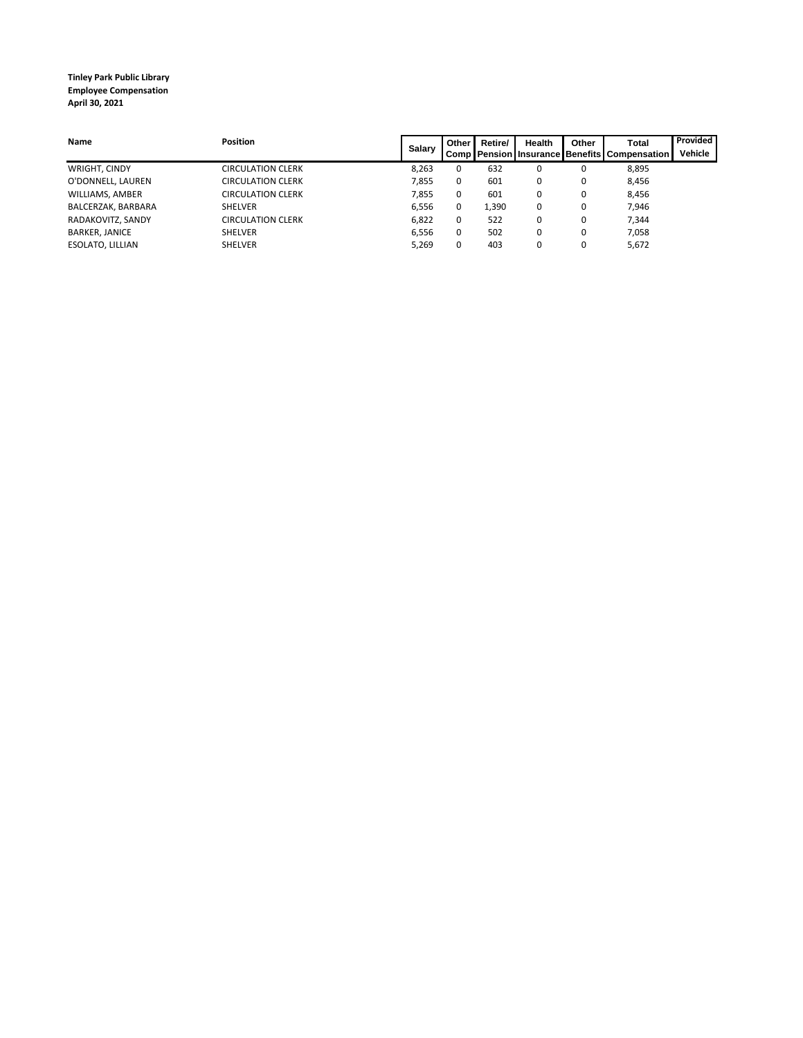**Tinley Park Public Library**
**Employee Compensation**
**April 30, 2021**

| Name | Position | Salary | Other Comp | Retire/ Pension | Health Insurance | Other Benefits | Total Compensation | Provided Vehicle |
|---|---|---|---|---|---|---|---|---|
| WRIGHT, CINDY | CIRCULATION CLERK | 8,263 | 0 | 632 | 0 | 0 | 8,895 | |
| O'DONNELL, LAUREN | CIRCULATION CLERK | 7,855 | 0 | 601 | 0 | 0 | 8,456 | |
| WILLIAMS, AMBER | CIRCULATION CLERK | 7,855 | 0 | 601 | 0 | 0 | 8,456 | |
| BALCERZAK, BARBARA | SHELVER | 6,556 | 0 | 1,390 | 0 | 0 | 7,946 | |
| RADAKOVITZ, SANDY | CIRCULATION CLERK | 6,822 | 0 | 522 | 0 | 0 | 7,344 | |
| BARKER, JANICE | SHELVER | 6,556 | 0 | 502 | 0 | 0 | 7,058 | |
| ESOLATO, LILLIAN | SHELVER | 5,269 | 0 | 403 | 0 | 0 | 5,672 | |